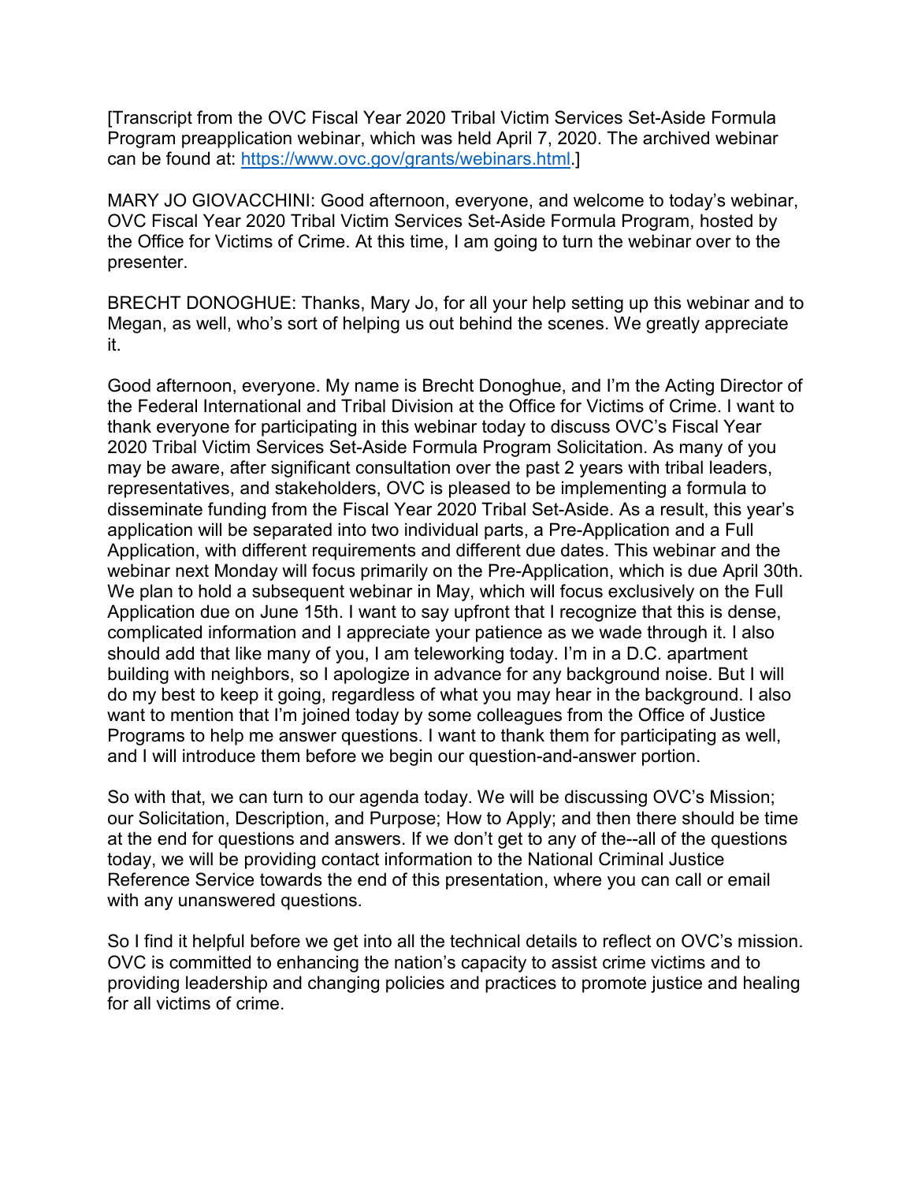[Transcript from the OVC Fiscal Year 2020 Tribal Victim Services Set-Aside Formula Program preapplication webinar, which was held April 7, 2020. The archived webinar can be found at: https://www.ovc.gov/grants/webinars.html.]

MARY JO GIOVACCHINI: Good afternoon, everyone, and welcome to today's webinar, OVC Fiscal Year 2020 Tribal Victim Services Set-Aside Formula Program, hosted by the Office for Victims of Crime. At this time, I am going to turn the webinar over to the presenter.

BRECHT DONOGHUE: Thanks, Mary Jo, for all your help setting up this webinar and to Megan, as well, who's sort of helping us out behind the scenes. We greatly appreciate it.

Good afternoon, everyone. My name is Brecht Donoghue, and I'm the Acting Director of the Federal International and Tribal Division at the Office for Victims of Crime. I want to thank everyone for participating in this webinar today to discuss OVC's Fiscal Year 2020 Tribal Victim Services Set-Aside Formula Program Solicitation. As many of you may be aware, after significant consultation over the past 2 years with tribal leaders, representatives, and stakeholders, OVC is pleased to be implementing a formula to disseminate funding from the Fiscal Year 2020 Tribal Set-Aside. As a result, this year's application will be separated into two individual parts, a Pre-Application and a Full Application, with different requirements and different due dates. This webinar and the webinar next Monday will focus primarily on the Pre-Application, which is due April 30th. We plan to hold a subsequent webinar in May, which will focus exclusively on the Full Application due on June 15th. I want to say upfront that I recognize that this is dense, complicated information and I appreciate your patience as we wade through it. I also should add that like many of you, I am teleworking today. I'm in a D.C. apartment building with neighbors, so I apologize in advance for any background noise. But I will do my best to keep it going, regardless of what you may hear in the background. I also want to mention that I'm joined today by some colleagues from the Office of Justice Programs to help me answer questions. I want to thank them for participating as well, and I will introduce them before we begin our question-and-answer portion.

So with that, we can turn to our agenda today. We will be discussing OVC's Mission; our Solicitation, Description, and Purpose; How to Apply; and then there should be time at the end for questions and answers. If we don't get to any of the--all of the questions today, we will be providing contact information to the National Criminal Justice Reference Service towards the end of this presentation, where you can call or email with any unanswered questions.

So I find it helpful before we get into all the technical details to reflect on OVC's mission. OVC is committed to enhancing the nation's capacity to assist crime victims and to providing leadership and changing policies and practices to promote justice and healing for all victims of crime.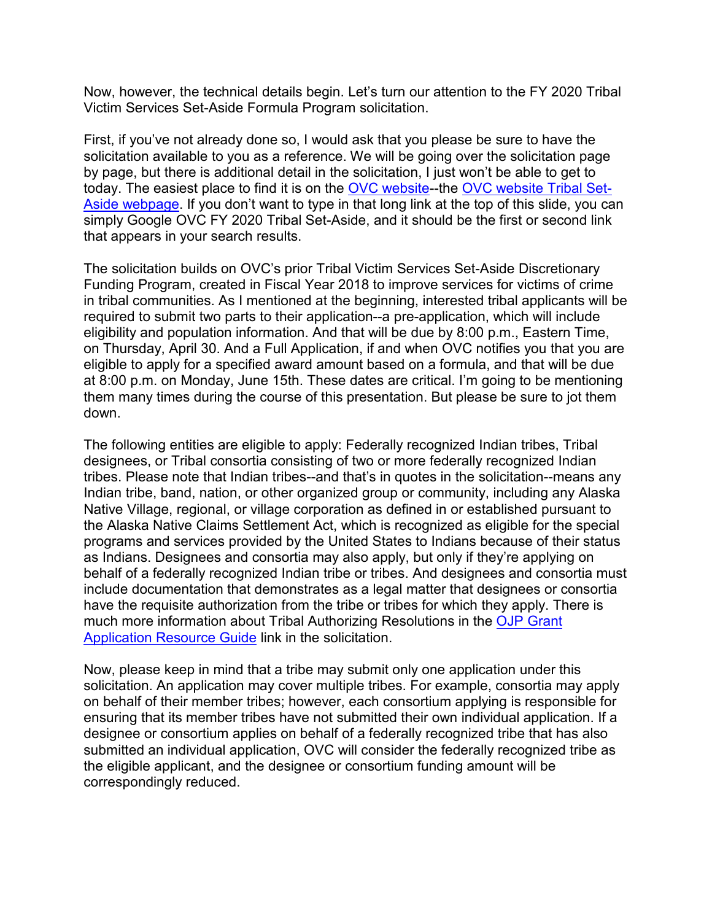Now, however, the technical details begin. Let's turn our attention to the FY 2020 Tribal Victim Services Set-Aside Formula Program solicitation.

First, if you've not already done so, I would ask that you please be sure to have the solicitation available to you as a reference. We will be going over the solicitation page by page, but there is additional detail in the solicitation, I just won't be able to get to today. The easiest place to find it is on the [OVC website](--the [OVC website Tribal Set-Aside webpage](. If you don't want to type in that long link at the top of this slide, you can simply Google OVC FY 2020 Tribal Set-Aside, and it should be the first or second link that appears in your search results.

The solicitation builds on OVC's prior Tribal Victim Services Set-Aside Discretionary Funding Program, created in Fiscal Year 2018 to improve services for victims of crime in tribal communities. As I mentioned at the beginning, interested tribal applicants will be required to submit two parts to their application--a pre-application, which will include eligibility and population information. And that will be due by 8:00 p.m., Eastern Time, on Thursday, April 30. And a Full Application, if and when OVC notifies you that you are eligible to apply for a specified award amount based on a formula, and that will be due at 8:00 p.m. on Monday, June 15th. These dates are critical. I'm going to be mentioning them many times during the course of this presentation. But please be sure to jot them down.

The following entities are eligible to apply: Federally recognized Indian tribes, Tribal designees, or Tribal consortia consisting of two or more federally recognized Indian tribes. Please note that Indian tribes--and that's in quotes in the solicitation--means any Indian tribe, band, nation, or other organized group or community, including any Alaska Native Village, regional, or village corporation as defined in or established pursuant to the Alaska Native Claims Settlement Act, which is recognized as eligible for the special programs and services provided by the United States to Indians because of their status as Indians. Designees and consortia may also apply, but only if they're applying on behalf of a federally recognized Indian tribe or tribes. And designees and consortia must include documentation that demonstrates as a legal matter that designees or consortia have the requisite authorization from the tribe or tribes for which they apply. There is much more information about Tribal Authorizing Resolutions in the [OJP Grant Application Resource Guide]( link in the solicitation.

Now, please keep in mind that a tribe may submit only one application under this solicitation. An application may cover multiple tribes. For example, consortia may apply on behalf of their member tribes; however, each consortium applying is responsible for ensuring that its member tribes have not submitted their own individual application. If a designee or consortium applies on behalf of a federally recognized tribe that has also submitted an individual application, OVC will consider the federally recognized tribe as the eligible applicant, and the designee or consortium funding amount will be correspondingly reduced.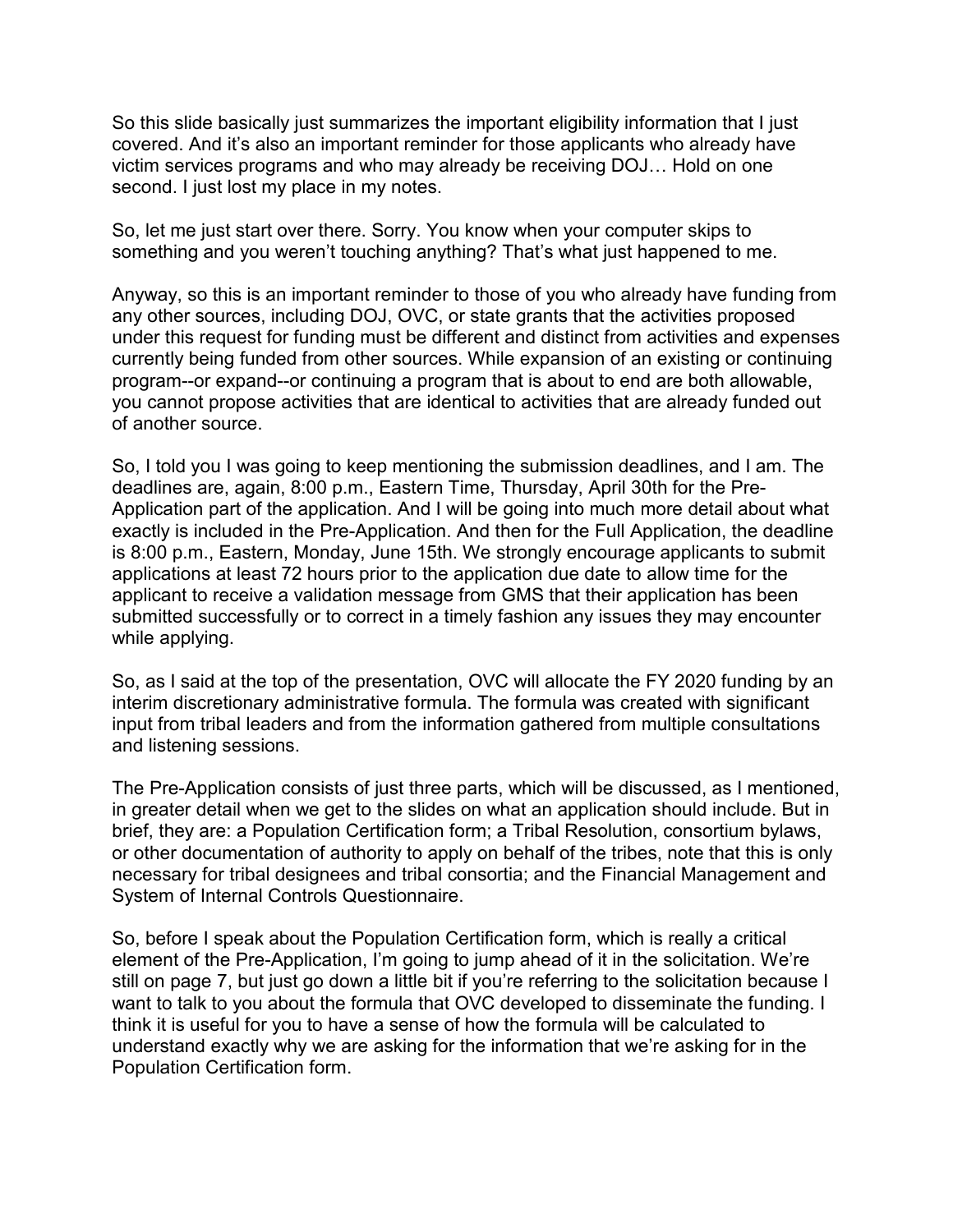So this slide basically just summarizes the important eligibility information that I just covered. And it's also an important reminder for those applicants who already have victim services programs and who may already be receiving DOJ… Hold on one second. I just lost my place in my notes.

So, let me just start over there. Sorry. You know when your computer skips to something and you weren't touching anything? That's what just happened to me.

Anyway, so this is an important reminder to those of you who already have funding from any other sources, including DOJ, OVC, or state grants that the activities proposed under this request for funding must be different and distinct from activities and expenses currently being funded from other sources. While expansion of an existing or continuing program--or expand--or continuing a program that is about to end are both allowable, you cannot propose activities that are identical to activities that are already funded out of another source.

So, I told you I was going to keep mentioning the submission deadlines, and I am. The deadlines are, again, 8:00 p.m., Eastern Time, Thursday, April 30th for the Pre-Application part of the application. And I will be going into much more detail about what exactly is included in the Pre-Application. And then for the Full Application, the deadline is 8:00 p.m., Eastern, Monday, June 15th. We strongly encourage applicants to submit applications at least 72 hours prior to the application due date to allow time for the applicant to receive a validation message from GMS that their application has been submitted successfully or to correct in a timely fashion any issues they may encounter while applying.

So, as I said at the top of the presentation, OVC will allocate the FY 2020 funding by an interim discretionary administrative formula. The formula was created with significant input from tribal leaders and from the information gathered from multiple consultations and listening sessions.

The Pre-Application consists of just three parts, which will be discussed, as I mentioned, in greater detail when we get to the slides on what an application should include. But in brief, they are: a Population Certification form; a Tribal Resolution, consortium bylaws, or other documentation of authority to apply on behalf of the tribes, note that this is only necessary for tribal designees and tribal consortia; and the Financial Management and System of Internal Controls Questionnaire.

So, before I speak about the Population Certification form, which is really a critical element of the Pre-Application, I'm going to jump ahead of it in the solicitation. We're still on page 7, but just go down a little bit if you're referring to the solicitation because I want to talk to you about the formula that OVC developed to disseminate the funding. I think it is useful for you to have a sense of how the formula will be calculated to understand exactly why we are asking for the information that we're asking for in the Population Certification form.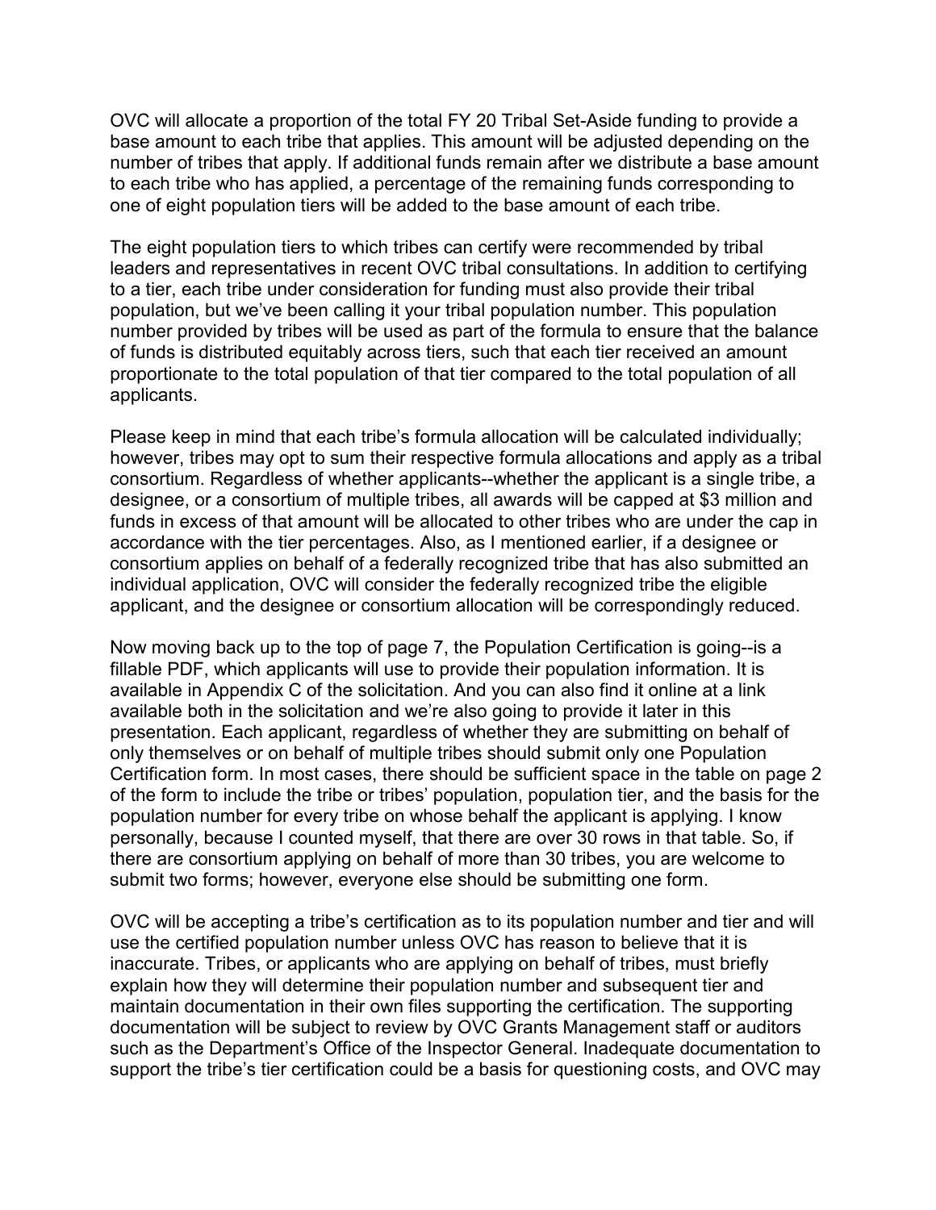OVC will allocate a proportion of the total FY 20 Tribal Set-Aside funding to provide a base amount to each tribe that applies. This amount will be adjusted depending on the number of tribes that apply. If additional funds remain after we distribute a base amount to each tribe who has applied, a percentage of the remaining funds corresponding to one of eight population tiers will be added to the base amount of each tribe.

The eight population tiers to which tribes can certify were recommended by tribal leaders and representatives in recent OVC tribal consultations. In addition to certifying to a tier, each tribe under consideration for funding must also provide their tribal population, but we've been calling it your tribal population number. This population number provided by tribes will be used as part of the formula to ensure that the balance of funds is distributed equitably across tiers, such that each tier received an amount proportionate to the total population of that tier compared to the total population of all applicants.

Please keep in mind that each tribe's formula allocation will be calculated individually; however, tribes may opt to sum their respective formula allocations and apply as a tribal consortium. Regardless of whether applicants--whether the applicant is a single tribe, a designee, or a consortium of multiple tribes, all awards will be capped at $3 million and funds in excess of that amount will be allocated to other tribes who are under the cap in accordance with the tier percentages. Also, as I mentioned earlier, if a designee or consortium applies on behalf of a federally recognized tribe that has also submitted an individual application, OVC will consider the federally recognized tribe the eligible applicant, and the designee or consortium allocation will be correspondingly reduced.

Now moving back up to the top of page 7, the Population Certification is going--is a fillable PDF, which applicants will use to provide their population information. It is available in Appendix C of the solicitation. And you can also find it online at a link available both in the solicitation and we're also going to provide it later in this presentation. Each applicant, regardless of whether they are submitting on behalf of only themselves or on behalf of multiple tribes should submit only one Population Certification form. In most cases, there should be sufficient space in the table on page 2 of the form to include the tribe or tribes' population, population tier, and the basis for the population number for every tribe on whose behalf the applicant is applying. I know personally, because I counted myself, that there are over 30 rows in that table. So, if there are consortium applying on behalf of more than 30 tribes, you are welcome to submit two forms; however, everyone else should be submitting one form.

OVC will be accepting a tribe's certification as to its population number and tier and will use the certified population number unless OVC has reason to believe that it is inaccurate. Tribes, or applicants who are applying on behalf of tribes, must briefly explain how they will determine their population number and subsequent tier and maintain documentation in their own files supporting the certification. The supporting documentation will be subject to review by OVC Grants Management staff or auditors such as the Department's Office of the Inspector General. Inadequate documentation to support the tribe's tier certification could be a basis for questioning costs, and OVC may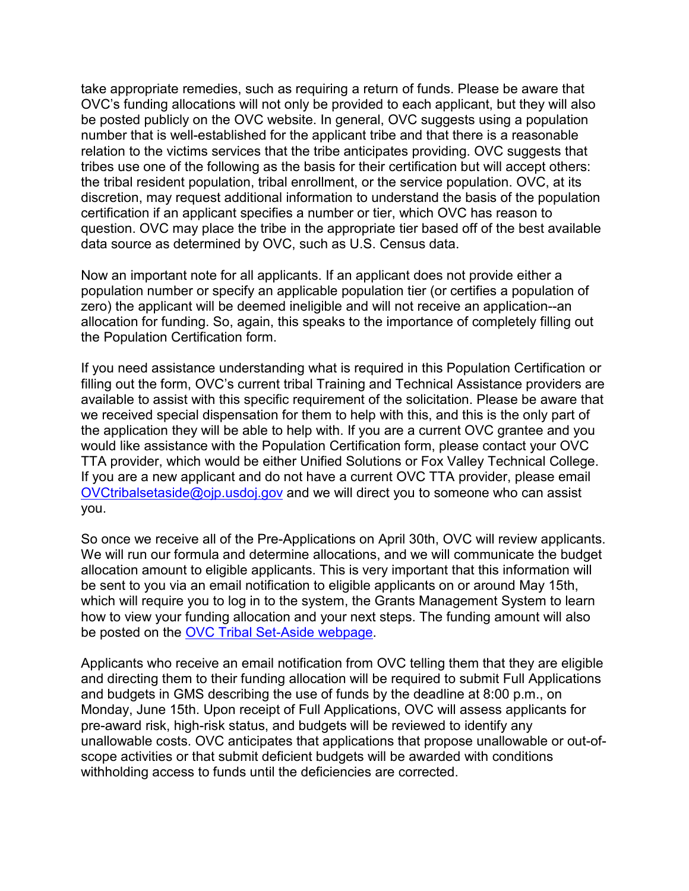take appropriate remedies, such as requiring a return of funds. Please be aware that OVC's funding allocations will not only be provided to each applicant, but they will also be posted publicly on the OVC website. In general, OVC suggests using a population number that is well-established for the applicant tribe and that there is a reasonable relation to the victims services that the tribe anticipates providing. OVC suggests that tribes use one of the following as the basis for their certification but will accept others: the tribal resident population, tribal enrollment, or the service population. OVC, at its discretion, may request additional information to understand the basis of the population certification if an applicant specifies a number or tier, which OVC has reason to question. OVC may place the tribe in the appropriate tier based off of the best available data source as determined by OVC, such as U.S. Census data.

Now an important note for all applicants. If an applicant does not provide either a population number or specify an applicable population tier (or certifies a population of zero) the applicant will be deemed ineligible and will not receive an application--an allocation for funding. So, again, this speaks to the importance of completely filling out the Population Certification form.

If you need assistance understanding what is required in this Population Certification or filling out the form, OVC's current tribal Training and Technical Assistance providers are available to assist with this specific requirement of the solicitation. Please be aware that we received special dispensation for them to help with this, and this is the only part of the application they will be able to help with. If you are a current OVC grantee and you would like assistance with the Population Certification form, please contact your OVC TTA provider, which would be either Unified Solutions or Fox Valley Technical College. If you are a new applicant and do not have a current OVC TTA provider, please email [OVCtribalsetaside@ojp.usdoj.gov](mailto:OVCtribalsetaside@ojp.usdoj.gov) and we will direct you to someone who can assist you.

So once we receive all of the Pre-Applications on April 30th, OVC will review applicants. We will run our formula and determine allocations, and we will communicate the budget allocation amount to eligible applicants. This is very important that this information will be sent to you via an email notification to eligible applicants on or around May 15th, which will require you to log in to the system, the Grants Management System to learn how to view your funding allocation and your next steps. The funding amount will also be posted on the [OVC Tribal Set-Aside webpage](#).

Applicants who receive an email notification from OVC telling them that they are eligible and directing them to their funding allocation will be required to submit Full Applications and budgets in GMS describing the use of funds by the deadline at 8:00 p.m., on Monday, June 15th. Upon receipt of Full Applications, OVC will assess applicants for pre-award risk, high-risk status, and budgets will be reviewed to identify any unallowable costs. OVC anticipates that applications that propose unallowable or out-of-scope activities or that submit deficient budgets will be awarded with conditions withholding access to funds until the deficiencies are corrected.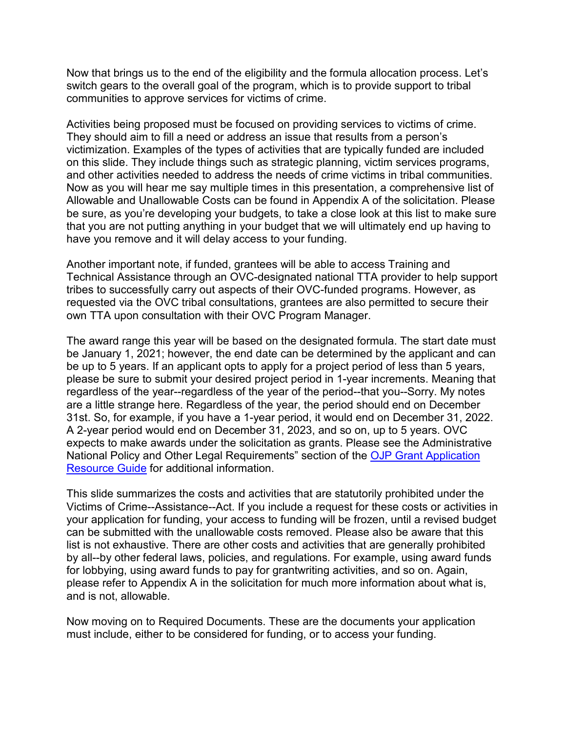Now that brings us to the end of the eligibility and the formula allocation process. Let's switch gears to the overall goal of the program, which is to provide support to tribal communities to approve services for victims of crime.

Activities being proposed must be focused on providing services to victims of crime. They should aim to fill a need or address an issue that results from a person's victimization. Examples of the types of activities that are typically funded are included on this slide. They include things such as strategic planning, victim services programs, and other activities needed to address the needs of crime victims in tribal communities. Now as you will hear me say multiple times in this presentation, a comprehensive list of Allowable and Unallowable Costs can be found in Appendix A of the solicitation. Please be sure, as you're developing your budgets, to take a close look at this list to make sure that you are not putting anything in your budget that we will ultimately end up having to have you remove and it will delay access to your funding.

Another important note, if funded, grantees will be able to access Training and Technical Assistance through an OVC-designated national TTA provider to help support tribes to successfully carry out aspects of their OVC-funded programs. However, as requested via the OVC tribal consultations, grantees are also permitted to secure their own TTA upon consultation with their OVC Program Manager.

The award range this year will be based on the designated formula. The start date must be January 1, 2021; however, the end date can be determined by the applicant and can be up to 5 years. If an applicant opts to apply for a project period of less than 5 years, please be sure to submit your desired project period in 1-year increments. Meaning that regardless of the year--regardless of the year of the period--that you--Sorry. My notes are a little strange here. Regardless of the year, the period should end on December 31st. So, for example, if you have a 1-year period, it would end on December 31, 2022. A 2-year period would end on December 31, 2023, and so on, up to 5 years. OVC expects to make awards under the solicitation as grants. Please see the Administrative National Policy and Other Legal Requirements" section of the [OJP Grant Application Resource Guide] for additional information.

This slide summarizes the costs and activities that are statutorily prohibited under the Victims of Crime--Assistance--Act. If you include a request for these costs or activities in your application for funding, your access to funding will be frozen, until a revised budget can be submitted with the unallowable costs removed. Please also be aware that this list is not exhaustive. There are other costs and activities that are generally prohibited by all--by other federal laws, policies, and regulations. For example, using award funds for lobbying, using award funds to pay for grantwriting activities, and so on. Again, please refer to Appendix A in the solicitation for much more information about what is, and is not, allowable.

Now moving on to Required Documents. These are the documents your application must include, either to be considered for funding, or to access your funding.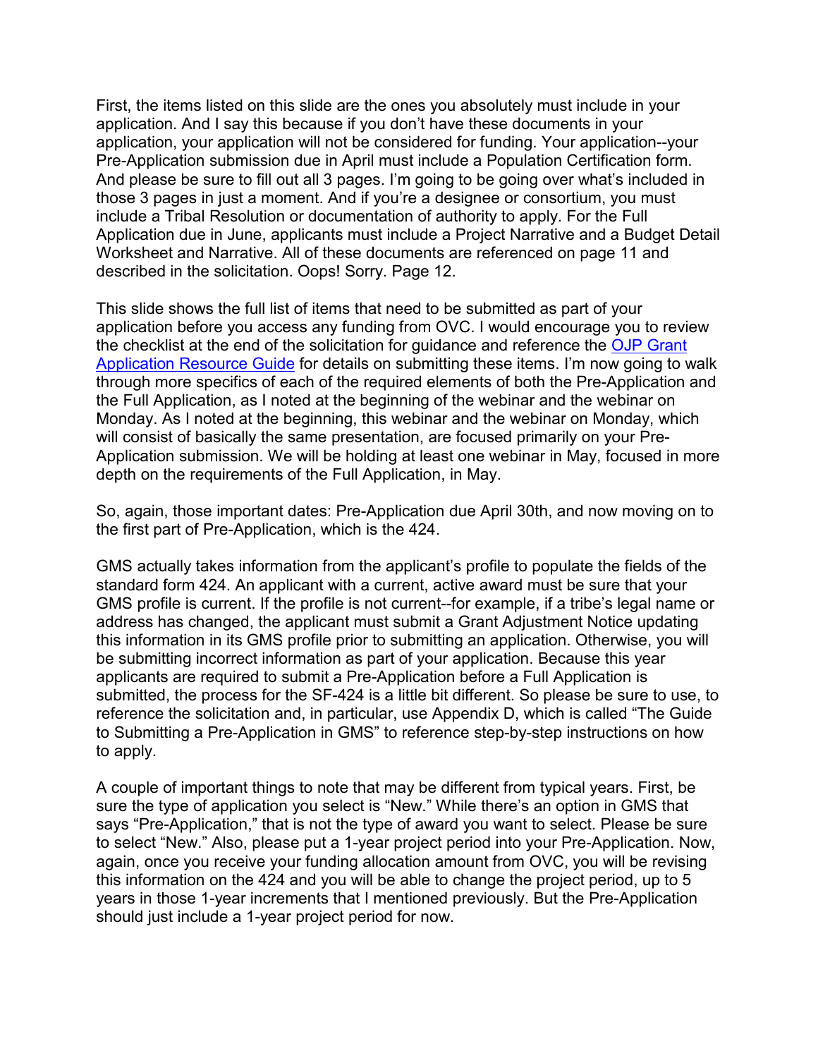First, the items listed on this slide are the ones you absolutely must include in your application. And I say this because if you don't have these documents in your application, your application will not be considered for funding. Your application--your Pre-Application submission due in April must include a Population Certification form. And please be sure to fill out all 3 pages. I'm going to be going over what's included in those 3 pages in just a moment. And if you're a designee or consortium, you must include a Tribal Resolution or documentation of authority to apply. For the Full Application due in June, applicants must include a Project Narrative and a Budget Detail Worksheet and Narrative. All of these documents are referenced on page 11 and described in the solicitation. Oops! Sorry. Page 12.

This slide shows the full list of items that need to be submitted as part of your application before you access any funding from OVC. I would encourage you to review the checklist at the end of the solicitation for guidance and reference the [OJP Grant Application Resource Guide] for details on submitting these items. I'm now going to walk through more specifics of each of the required elements of both the Pre-Application and the Full Application, as I noted at the beginning of the webinar and the webinar on Monday. As I noted at the beginning, this webinar and the webinar on Monday, which will consist of basically the same presentation, are focused primarily on your Pre-Application submission. We will be holding at least one webinar in May, focused in more depth on the requirements of the Full Application, in May.

So, again, those important dates: Pre-Application due April 30th, and now moving on to the first part of Pre-Application, which is the 424.

GMS actually takes information from the applicant's profile to populate the fields of the standard form 424. An applicant with a current, active award must be sure that your GMS profile is current. If the profile is not current--for example, if a tribe's legal name or address has changed, the applicant must submit a Grant Adjustment Notice updating this information in its GMS profile prior to submitting an application. Otherwise, you will be submitting incorrect information as part of your application. Because this year applicants are required to submit a Pre-Application before a Full Application is submitted, the process for the SF-424 is a little bit different. So please be sure to use, to reference the solicitation and, in particular, use Appendix D, which is called "The Guide to Submitting a Pre-Application in GMS" to reference step-by-step instructions on how to apply.

A couple of important things to note that may be different from typical years. First, be sure the type of application you select is "New." While there's an option in GMS that says "Pre-Application," that is not the type of award you want to select. Please be sure to select "New." Also, please put a 1-year project period into your Pre-Application. Now, again, once you receive your funding allocation amount from OVC, you will be revising this information on the 424 and you will be able to change the project period, up to 5 years in those 1-year increments that I mentioned previously. But the Pre-Application should just include a 1-year project period for now.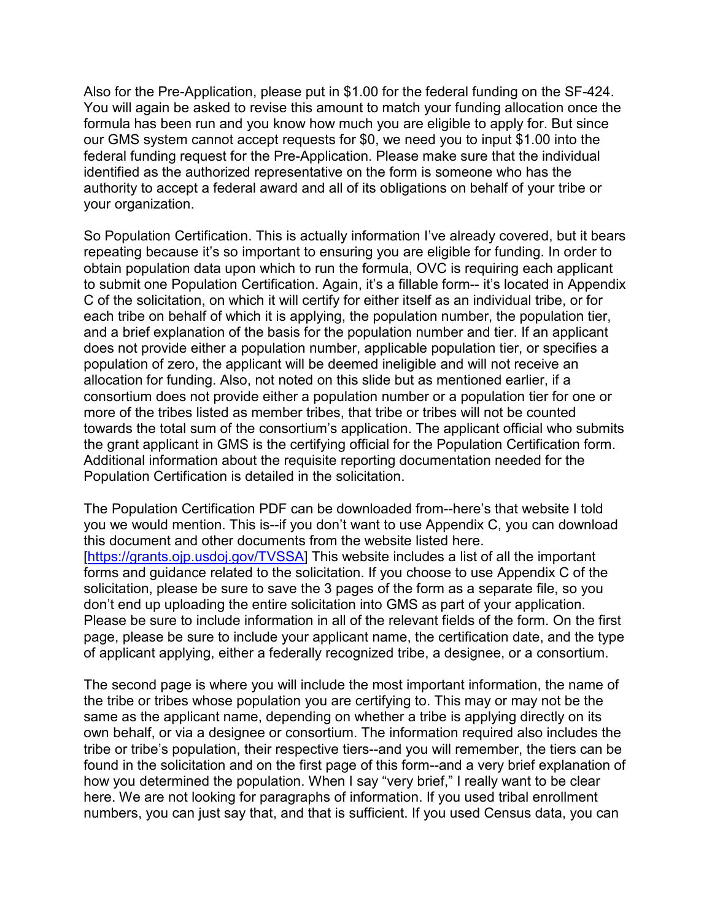Also for the Pre-Application, please put in $1.00 for the federal funding on the SF-424. You will again be asked to revise this amount to match your funding allocation once the formula has been run and you know how much you are eligible to apply for. But since our GMS system cannot accept requests for $0, we need you to input $1.00 into the federal funding request for the Pre-Application. Please make sure that the individual identified as the authorized representative on the form is someone who has the authority to accept a federal award and all of its obligations on behalf of your tribe or your organization.

So Population Certification. This is actually information I've already covered, but it bears repeating because it's so important to ensuring you are eligible for funding. In order to obtain population data upon which to run the formula, OVC is requiring each applicant to submit one Population Certification. Again, it's a fillable form-- it's located in Appendix C of the solicitation, on which it will certify for either itself as an individual tribe, or for each tribe on behalf of which it is applying, the population number, the population tier, and a brief explanation of the basis for the population number and tier. If an applicant does not provide either a population number, applicable population tier, or specifies a population of zero, the applicant will be deemed ineligible and will not receive an allocation for funding. Also, not noted on this slide but as mentioned earlier, if a consortium does not provide either a population number or a population tier for one or more of the tribes listed as member tribes, that tribe or tribes will not be counted towards the total sum of the consortium's application. The applicant official who submits the grant applicant in GMS is the certifying official for the Population Certification form. Additional information about the requisite reporting documentation needed for the Population Certification is detailed in the solicitation.

The Population Certification PDF can be downloaded from--here's that website I told you we would mention. This is--if you don't want to use Appendix C, you can download this document and other documents from the website listed here. [https://grants.ojp.usdoj.gov/TVSSA] This website includes a list of all the important forms and guidance related to the solicitation. If you choose to use Appendix C of the solicitation, please be sure to save the 3 pages of the form as a separate file, so you don't end up uploading the entire solicitation into GMS as part of your application. Please be sure to include information in all of the relevant fields of the form. On the first page, please be sure to include your applicant name, the certification date, and the type of applicant applying, either a federally recognized tribe, a designee, or a consortium.

The second page is where you will include the most important information, the name of the tribe or tribes whose population you are certifying to. This may or may not be the same as the applicant name, depending on whether a tribe is applying directly on its own behalf, or via a designee or consortium. The information required also includes the tribe or tribe's population, their respective tiers--and you will remember, the tiers can be found in the solicitation and on the first page of this form--and a very brief explanation of how you determined the population. When I say "very brief," I really want to be clear here. We are not looking for paragraphs of information. If you used tribal enrollment numbers, you can just say that, and that is sufficient. If you used Census data, you can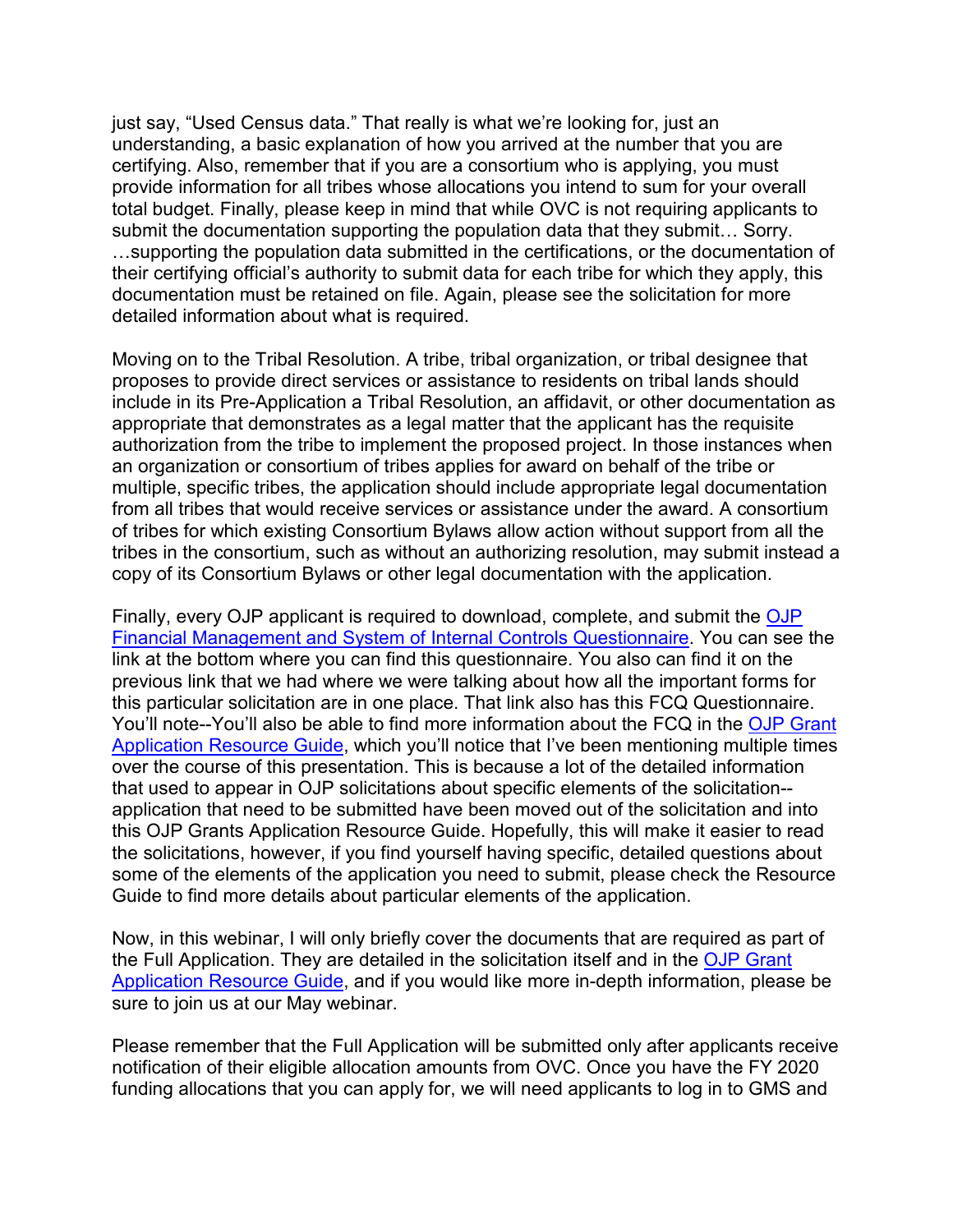just say, “Used Census data.” That really is what we’re looking for, just an understanding, a basic explanation of how you arrived at the number that you are certifying. Also, remember that if you are a consortium who is applying, you must provide information for all tribes whose allocations you intend to sum for your overall total budget. Finally, please keep in mind that while OVC is not requiring applicants to submit the documentation supporting the population data that they submit… Sorry. …supporting the population data submitted in the certifications, or the documentation of their certifying official’s authority to submit data for each tribe for which they apply, this documentation must be retained on file. Again, please see the solicitation for more detailed information about what is required.

Moving on to the Tribal Resolution. A tribe, tribal organization, or tribal designee that proposes to provide direct services or assistance to residents on tribal lands should include in its Pre-Application a Tribal Resolution, an affidavit, or other documentation as appropriate that demonstrates as a legal matter that the applicant has the requisite authorization from the tribe to implement the proposed project. In those instances when an organization or consortium of tribes applies for award on behalf of the tribe or multiple, specific tribes, the application should include appropriate legal documentation from all tribes that would receive services or assistance under the award. A consortium of tribes for which existing Consortium Bylaws allow action without support from all the tribes in the consortium, such as without an authorizing resolution, may submit instead a copy of its Consortium Bylaws or other legal documentation with the application.

Finally, every OJP applicant is required to download, complete, and submit the [OJP Financial Management and System of Internal Controls Questionnaire](). You can see the link at the bottom where you can find this questionnaire. You also can find it on the previous link that we had where we were talking about how all the important forms for this particular solicitation are in one place. That link also has this FCQ Questionnaire. You’ll note--You’ll also be able to find more information about the FCQ in the [OJP Grant Application Resource Guide](), which you’ll notice that I’ve been mentioning multiple times over the course of this presentation. This is because a lot of the detailed information that used to appear in OJP solicitations about specific elements of the solicitation--application that need to be submitted have been moved out of the solicitation and into this OJP Grants Application Resource Guide. Hopefully, this will make it easier to read the solicitations, however, if you find yourself having specific, detailed questions about some of the elements of the application you need to submit, please check the Resource Guide to find more details about particular elements of the application.

Now, in this webinar, I will only briefly cover the documents that are required as part of the Full Application. They are detailed in the solicitation itself and in the [OJP Grant Application Resource Guide](), and if you would like more in-depth information, please be sure to join us at our May webinar.

Please remember that the Full Application will be submitted only after applicants receive notification of their eligible allocation amounts from OVC. Once you have the FY 2020 funding allocations that you can apply for, we will need applicants to log in to GMS and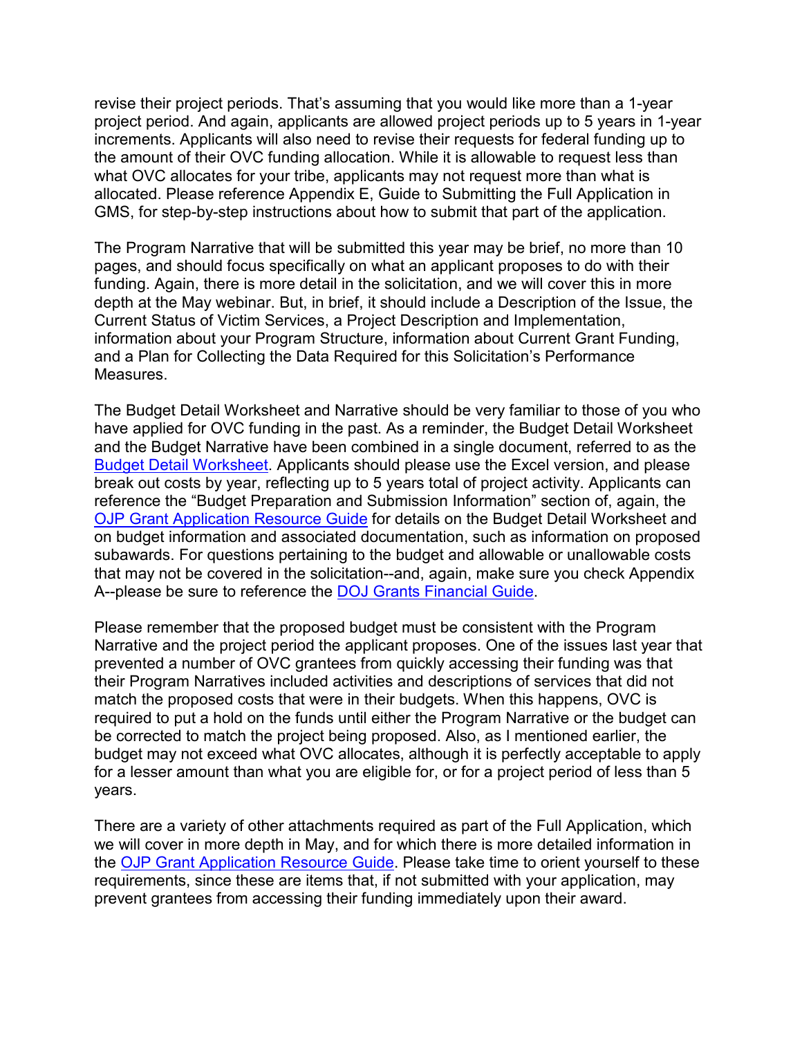revise their project periods. That's assuming that you would like more than a 1-year project period. And again, applicants are allowed project periods up to 5 years in 1-year increments. Applicants will also need to revise their requests for federal funding up to the amount of their OVC funding allocation. While it is allowable to request less than what OVC allocates for your tribe, applicants may not request more than what is allocated. Please reference Appendix E, Guide to Submitting the Full Application in GMS, for step-by-step instructions about how to submit that part of the application.

The Program Narrative that will be submitted this year may be brief, no more than 10 pages, and should focus specifically on what an applicant proposes to do with their funding. Again, there is more detail in the solicitation, and we will cover this in more depth at the May webinar. But, in brief, it should include a Description of the Issue, the Current Status of Victim Services, a Project Description and Implementation, information about your Program Structure, information about Current Grant Funding, and a Plan for Collecting the Data Required for this Solicitation's Performance Measures.

The Budget Detail Worksheet and Narrative should be very familiar to those of you who have applied for OVC funding in the past. As a reminder, the Budget Detail Worksheet and the Budget Narrative have been combined in a single document, referred to as the Budget Detail Worksheet. Applicants should please use the Excel version, and please break out costs by year, reflecting up to 5 years total of project activity. Applicants can reference the "Budget Preparation and Submission Information" section of, again, the OJP Grant Application Resource Guide for details on the Budget Detail Worksheet and on budget information and associated documentation, such as information on proposed subawards. For questions pertaining to the budget and allowable or unallowable costs that may not be covered in the solicitation--and, again, make sure you check Appendix A--please be sure to reference the DOJ Grants Financial Guide.

Please remember that the proposed budget must be consistent with the Program Narrative and the project period the applicant proposes. One of the issues last year that prevented a number of OVC grantees from quickly accessing their funding was that their Program Narratives included activities and descriptions of services that did not match the proposed costs that were in their budgets. When this happens, OVC is required to put a hold on the funds until either the Program Narrative or the budget can be corrected to match the project being proposed. Also, as I mentioned earlier, the budget may not exceed what OVC allocates, although it is perfectly acceptable to apply for a lesser amount than what you are eligible for, or for a project period of less than 5 years.

There are a variety of other attachments required as part of the Full Application, which we will cover in more depth in May, and for which there is more detailed information in the OJP Grant Application Resource Guide. Please take time to orient yourself to these requirements, since these are items that, if not submitted with your application, may prevent grantees from accessing their funding immediately upon their award.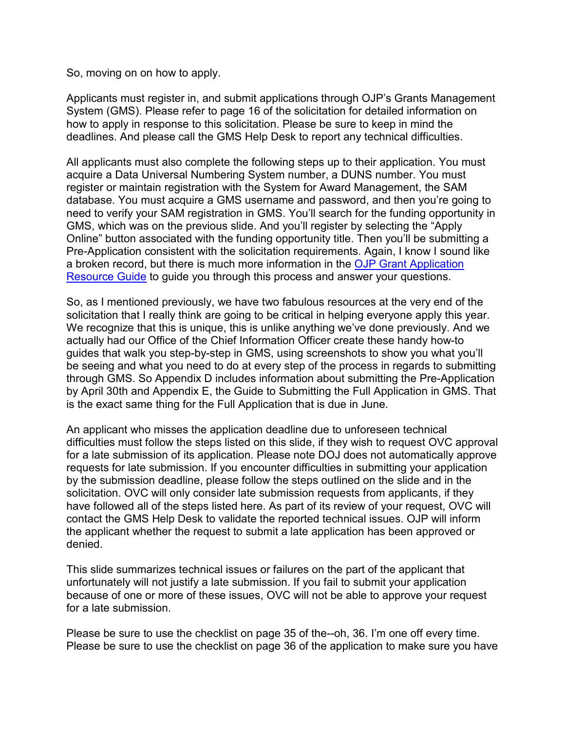So, moving on on how to apply.

Applicants must register in, and submit applications through OJP's Grants Management System (GMS). Please refer to page 16 of the solicitation for detailed information on how to apply in response to this solicitation. Please be sure to keep in mind the deadlines. And please call the GMS Help Desk to report any technical difficulties.

All applicants must also complete the following steps up to their application. You must acquire a Data Universal Numbering System number, a DUNS number. You must register or maintain registration with the System for Award Management, the SAM database. You must acquire a GMS username and password, and then you're going to need to verify your SAM registration in GMS. You'll search for the funding opportunity in GMS, which was on the previous slide. And you'll register by selecting the "Apply Online" button associated with the funding opportunity title. Then you'll be submitting a Pre-Application consistent with the solicitation requirements. Again, I know I sound like a broken record, but there is much more information in the [OJP Grant Application Resource Guide] to guide you through this process and answer your questions.

So, as I mentioned previously, we have two fabulous resources at the very end of the solicitation that I really think are going to be critical in helping everyone apply this year. We recognize that this is unique, this is unlike anything we've done previously. And we actually had our Office of the Chief Information Officer create these handy how-to guides that walk you step-by-step in GMS, using screenshots to show you what you'll be seeing and what you need to do at every step of the process in regards to submitting through GMS. So Appendix D includes information about submitting the Pre-Application by April 30th and Appendix E, the Guide to Submitting the Full Application in GMS. That is the exact same thing for the Full Application that is due in June.

An applicant who misses the application deadline due to unforeseen technical difficulties must follow the steps listed on this slide, if they wish to request OVC approval for a late submission of its application. Please note DOJ does not automatically approve requests for late submission. If you encounter difficulties in submitting your application by the submission deadline, please follow the steps outlined on the slide and in the solicitation. OVC will only consider late submission requests from applicants, if they have followed all of the steps listed here. As part of its review of your request, OVC will contact the GMS Help Desk to validate the reported technical issues. OJP will inform the applicant whether the request to submit a late application has been approved or denied.

This slide summarizes technical issues or failures on the part of the applicant that unfortunately will not justify a late submission. If you fail to submit your application because of one or more of these issues, OVC will not be able to approve your request for a late submission.

Please be sure to use the checklist on page 35 of the--oh, 36. I'm one off every time. Please be sure to use the checklist on page 36 of the application to make sure you have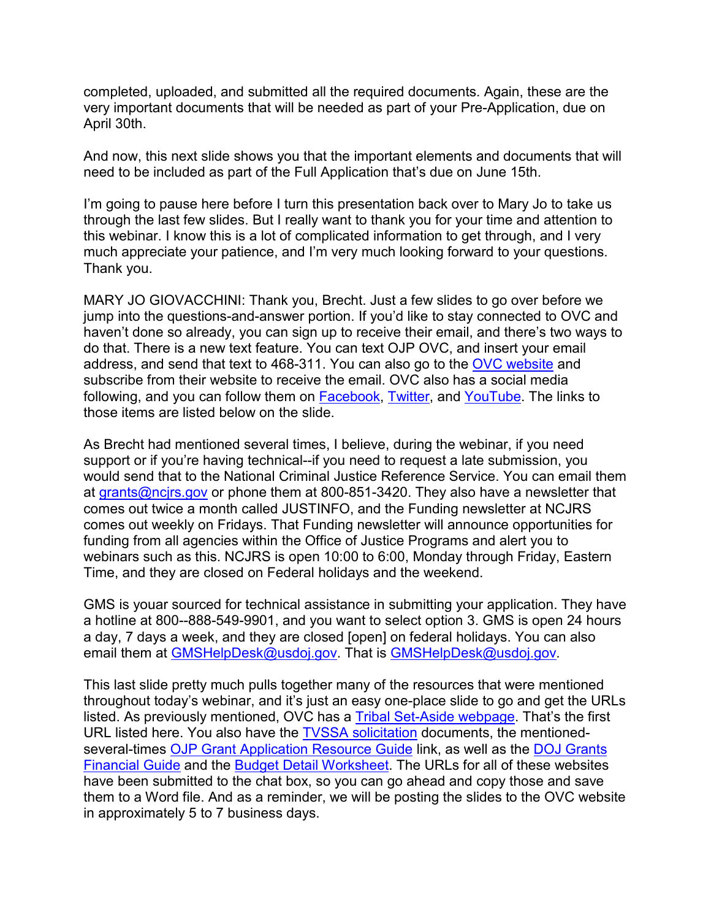completed, uploaded, and submitted all the required documents. Again, these are the very important documents that will be needed as part of your Pre-Application, due on April 30th.

And now, this next slide shows you that the important elements and documents that will need to be included as part of the Full Application that's due on June 15th.

I'm going to pause here before I turn this presentation back over to Mary Jo to take us through the last few slides. But I really want to thank you for your time and attention to this webinar. I know this is a lot of complicated information to get through, and I very much appreciate your patience, and I'm very much looking forward to your questions. Thank you.

MARY JO GIOVACCHINI: Thank you, Brecht. Just a few slides to go over before we jump into the questions-and-answer portion. If you'd like to stay connected to OVC and haven't done so already, you can sign up to receive their email, and there's two ways to do that. There is a new text feature. You can text OJP OVC, and insert your email address, and send that text to 468-311. You can also go to the OVC website and subscribe from their website to receive the email. OVC also has a social media following, and you can follow them on Facebook, Twitter, and YouTube. The links to those items are listed below on the slide.

As Brecht had mentioned several times, I believe, during the webinar, if you need support or if you're having technical--if you need to request a late submission, you would send that to the National Criminal Justice Reference Service. You can email them at grants@ncjrs.gov or phone them at 800-851-3420. They also have a newsletter that comes out twice a month called JUSTINFO, and the Funding newsletter at NCJRS comes out weekly on Fridays. That Funding newsletter will announce opportunities for funding from all agencies within the Office of Justice Programs and alert you to webinars such as this. NCJRS is open 10:00 to 6:00, Monday through Friday, Eastern Time, and they are closed on Federal holidays and the weekend.

GMS is youar sourced for technical assistance in submitting your application. They have a hotline at 800--888-549-9901, and you want to select option 3. GMS is open 24 hours a day, 7 days a week, and they are closed [open] on federal holidays. You can also email them at GMSHelpDesk@usdoj.gov. That is GMSHelpDesk@usdoj.gov.

This last slide pretty much pulls together many of the resources that were mentioned throughout today's webinar, and it's just an easy one-place slide to go and get the URLs listed. As previously mentioned, OVC has a Tribal Set-Aside webpage. That's the first URL listed here. You also have the TVSSA solicitation documents, the mentioned-several-times OJP Grant Application Resource Guide link, as well as the DOJ Grants Financial Guide and the Budget Detail Worksheet. The URLs for all of these websites have been submitted to the chat box, so you can go ahead and copy those and save them to a Word file. And as a reminder, we will be posting the slides to the OVC website in approximately 5 to 7 business days.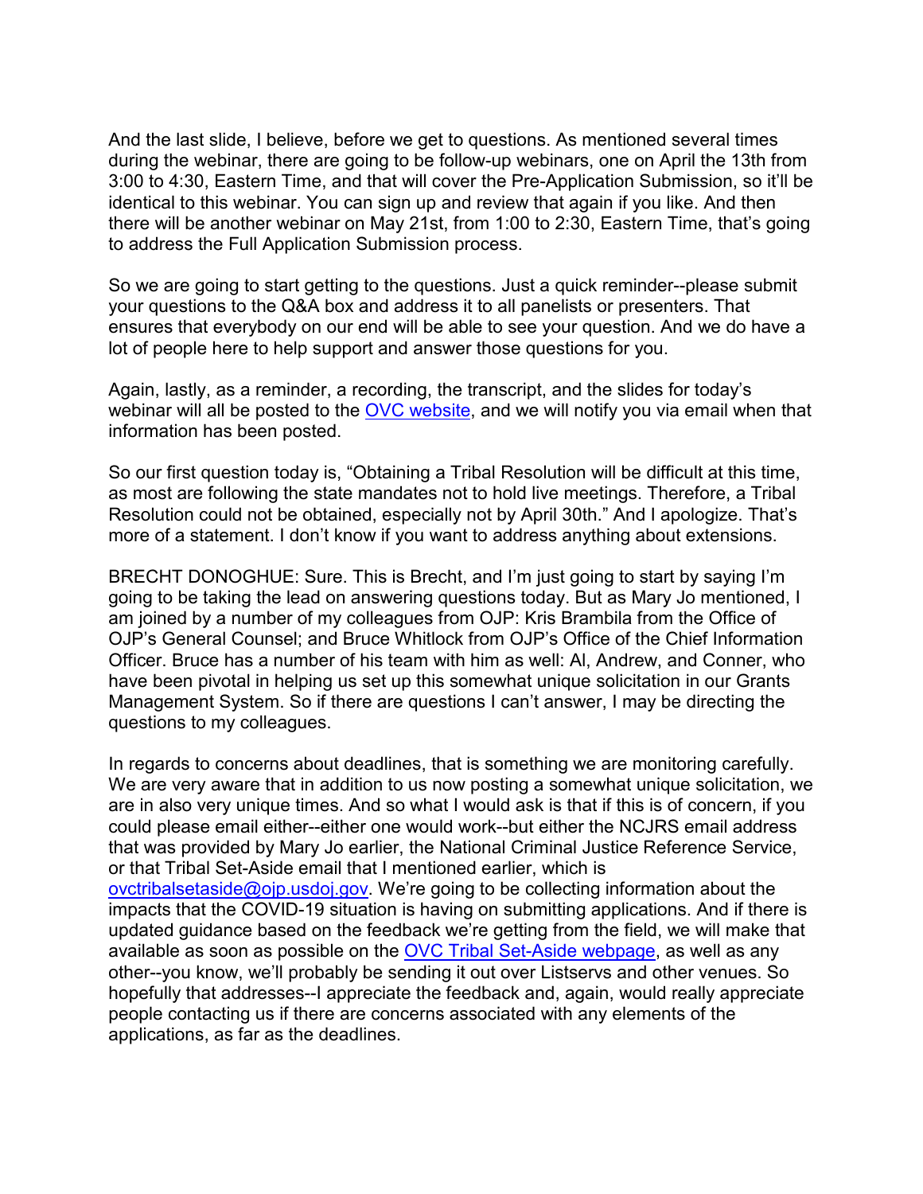And the last slide, I believe, before we get to questions. As mentioned several times during the webinar, there are going to be follow-up webinars, one on April the 13th from 3:00 to 4:30, Eastern Time, and that will cover the Pre-Application Submission, so it'll be identical to this webinar. You can sign up and review that again if you like. And then there will be another webinar on May 21st, from 1:00 to 2:30, Eastern Time, that's going to address the Full Application Submission process.

So we are going to start getting to the questions. Just a quick reminder--please submit your questions to the Q&A box and address it to all panelists or presenters. That ensures that everybody on our end will be able to see your question. And we do have a lot of people here to help support and answer those questions for you.

Again, lastly, as a reminder, a recording, the transcript, and the slides for today's webinar will all be posted to the OVC website, and we will notify you via email when that information has been posted.

So our first question today is, "Obtaining a Tribal Resolution will be difficult at this time, as most are following the state mandates not to hold live meetings. Therefore, a Tribal Resolution could not be obtained, especially not by April 30th." And I apologize. That's more of a statement. I don't know if you want to address anything about extensions.

BRECHT DONOGHUE: Sure. This is Brecht, and I'm just going to start by saying I'm going to be taking the lead on answering questions today. But as Mary Jo mentioned, I am joined by a number of my colleagues from OJP: Kris Brambila from the Office of OJP's General Counsel; and Bruce Whitlock from OJP's Office of the Chief Information Officer. Bruce has a number of his team with him as well: Al, Andrew, and Conner, who have been pivotal in helping us set up this somewhat unique solicitation in our Grants Management System. So if there are questions I can't answer, I may be directing the questions to my colleagues.

In regards to concerns about deadlines, that is something we are monitoring carefully. We are very aware that in addition to us now posting a somewhat unique solicitation, we are in also very unique times. And so what I would ask is that if this is of concern, if you could please email either--either one would work--but either the NCJRS email address that was provided by Mary Jo earlier, the National Criminal Justice Reference Service, or that Tribal Set-Aside email that I mentioned earlier, which is ovctribalsetaside@ojp.usdoj.gov. We're going to be collecting information about the impacts that the COVID-19 situation is having on submitting applications. And if there is updated guidance based on the feedback we're getting from the field, we will make that available as soon as possible on the OVC Tribal Set-Aside webpage, as well as any other--you know, we'll probably be sending it out over Listservs and other venues. So hopefully that addresses--I appreciate the feedback and, again, would really appreciate people contacting us if there are concerns associated with any elements of the applications, as far as the deadlines.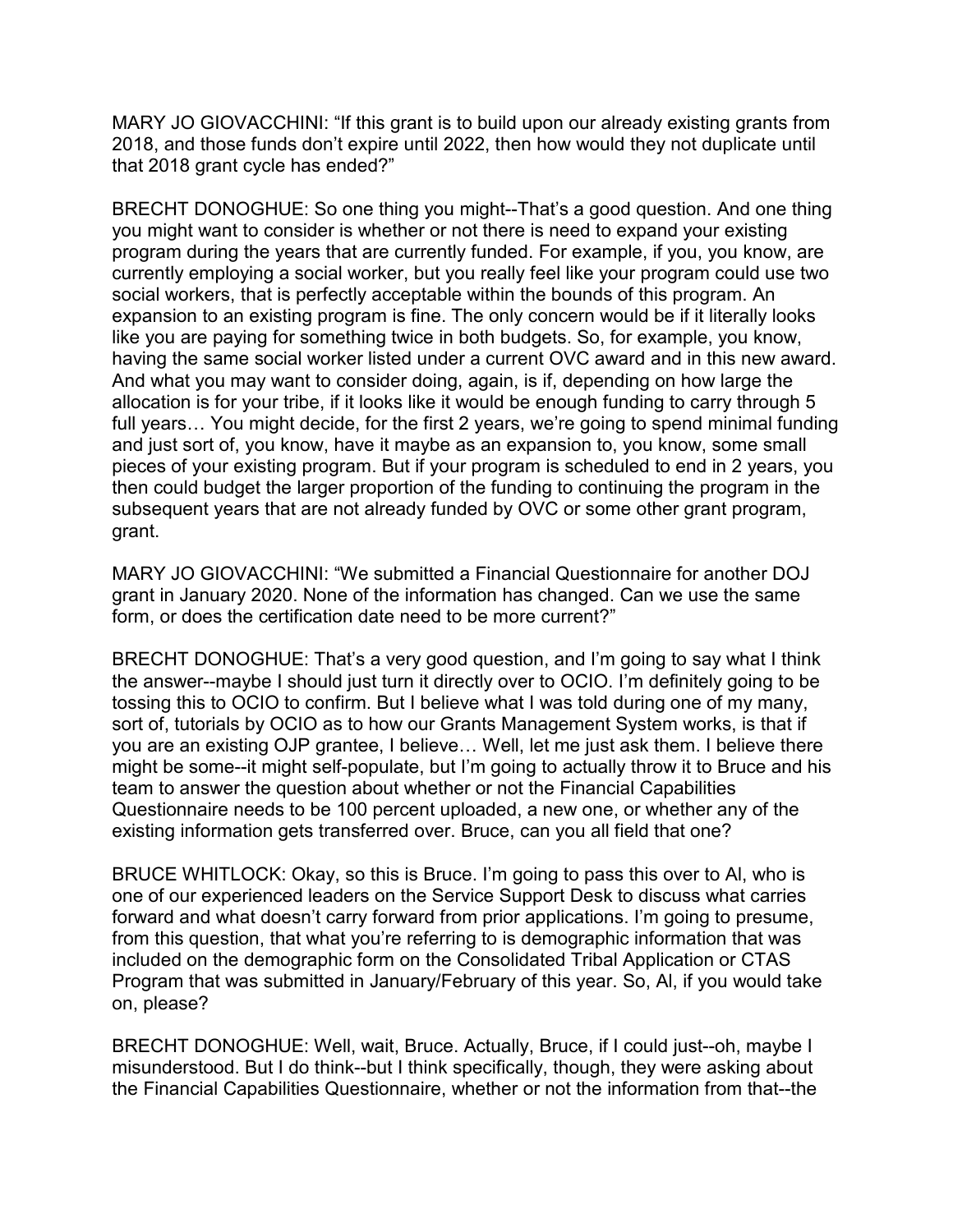MARY JO GIOVACCHINI: "If this grant is to build upon our already existing grants from 2018, and those funds don't expire until 2022, then how would they not duplicate until that 2018 grant cycle has ended?"

BRECHT DONOGHUE: So one thing you might--That's a good question. And one thing you might want to consider is whether or not there is need to expand your existing program during the years that are currently funded. For example, if you, you know, are currently employing a social worker, but you really feel like your program could use two social workers, that is perfectly acceptable within the bounds of this program. An expansion to an existing program is fine. The only concern would be if it literally looks like you are paying for something twice in both budgets. So, for example, you know, having the same social worker listed under a current OVC award and in this new award. And what you may want to consider doing, again, is if, depending on how large the allocation is for your tribe, if it looks like it would be enough funding to carry through 5 full years… You might decide, for the first 2 years, we're going to spend minimal funding and just sort of, you know, have it maybe as an expansion to, you know, some small pieces of your existing program. But if your program is scheduled to end in 2 years, you then could budget the larger proportion of the funding to continuing the program in the subsequent years that are not already funded by OVC or some other grant program, grant.

MARY JO GIOVACCHINI: "We submitted a Financial Questionnaire for another DOJ grant in January 2020. None of the information has changed. Can we use the same form, or does the certification date need to be more current?"

BRECHT DONOGHUE: That's a very good question, and I'm going to say what I think the answer--maybe I should just turn it directly over to OCIO. I'm definitely going to be tossing this to OCIO to confirm. But I believe what I was told during one of my many, sort of, tutorials by OCIO as to how our Grants Management System works, is that if you are an existing OJP grantee, I believe… Well, let me just ask them. I believe there might be some--it might self-populate, but I'm going to actually throw it to Bruce and his team to answer the question about whether or not the Financial Capabilities Questionnaire needs to be 100 percent uploaded, a new one, or whether any of the existing information gets transferred over. Bruce, can you all field that one?

BRUCE WHITLOCK: Okay, so this is Bruce. I'm going to pass this over to Al, who is one of our experienced leaders on the Service Support Desk to discuss what carries forward and what doesn't carry forward from prior applications. I'm going to presume, from this question, that what you're referring to is demographic information that was included on the demographic form on the Consolidated Tribal Application or CTAS Program that was submitted in January/February of this year. So, Al, if you would take on, please?

BRECHT DONOGHUE: Well, wait, Bruce. Actually, Bruce, if I could just--oh, maybe I misunderstood. But I do think--but I think specifically, though, they were asking about the Financial Capabilities Questionnaire, whether or not the information from that--the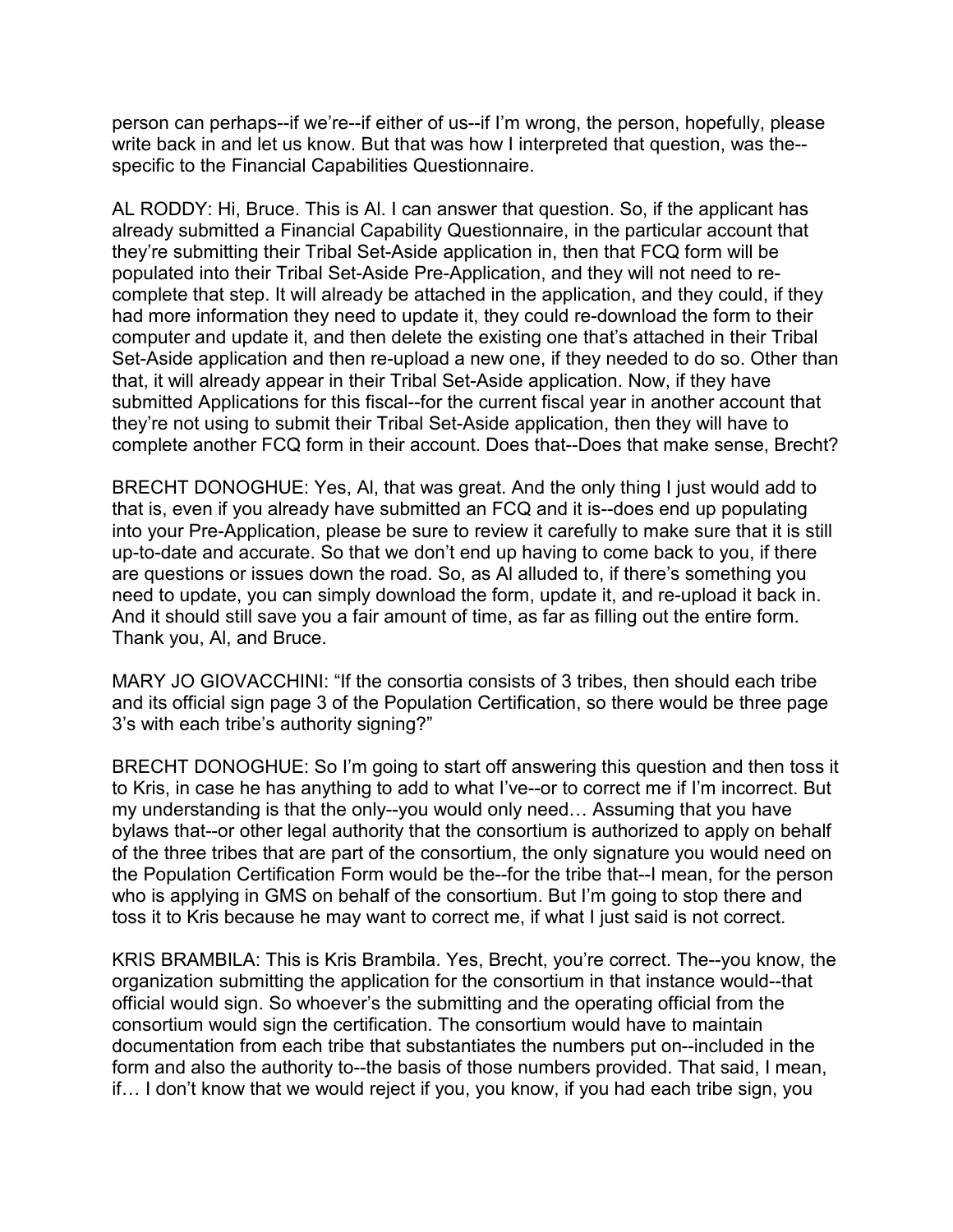person can perhaps--if we're--if either of us--if I'm wrong, the person, hopefully, please write back in and let us know. But that was how I interpreted that question, was the--specific to the Financial Capabilities Questionnaire.

AL RODDY: Hi, Bruce. This is Al. I can answer that question. So, if the applicant has already submitted a Financial Capability Questionnaire, in the particular account that they're submitting their Tribal Set-Aside application in, then that FCQ form will be populated into their Tribal Set-Aside Pre-Application, and they will not need to re-complete that step. It will already be attached in the application, and they could, if they had more information they need to update it, they could re-download the form to their computer and update it, and then delete the existing one that's attached in their Tribal Set-Aside application and then re-upload a new one, if they needed to do so. Other than that, it will already appear in their Tribal Set-Aside application. Now, if they have submitted Applications for this fiscal--for the current fiscal year in another account that they're not using to submit their Tribal Set-Aside application, then they will have to complete another FCQ form in their account. Does that--Does that make sense, Brecht?

BRECHT DONOGHUE: Yes, Al, that was great. And the only thing I just would add to that is, even if you already have submitted an FCQ and it is--does end up populating into your Pre-Application, please be sure to review it carefully to make sure that it is still up-to-date and accurate. So that we don't end up having to come back to you, if there are questions or issues down the road. So, as Al alluded to, if there's something you need to update, you can simply download the form, update it, and re-upload it back in. And it should still save you a fair amount of time, as far as filling out the entire form. Thank you, Al, and Bruce.

MARY JO GIOVACCHINI: "If the consortia consists of 3 tribes, then should each tribe and its official sign page 3 of the Population Certification, so there would be three page 3's with each tribe's authority signing?"

BRECHT DONOGHUE: So I'm going to start off answering this question and then toss it to Kris, in case he has anything to add to what I've--or to correct me if I'm incorrect. But my understanding is that the only--you would only need… Assuming that you have bylaws that--or other legal authority that the consortium is authorized to apply on behalf of the three tribes that are part of the consortium, the only signature you would need on the Population Certification Form would be the--for the tribe that--I mean, for the person who is applying in GMS on behalf of the consortium. But I'm going to stop there and toss it to Kris because he may want to correct me, if what I just said is not correct.

KRIS BRAMBILA: This is Kris Brambila. Yes, Brecht, you're correct. The--you know, the organization submitting the application for the consortium in that instance would--that official would sign. So whoever's the submitting and the operating official from the consortium would sign the certification. The consortium would have to maintain documentation from each tribe that substantiates the numbers put on--included in the form and also the authority to--the basis of those numbers provided. That said, I mean, if… I don't know that we would reject if you, you know, if you had each tribe sign, you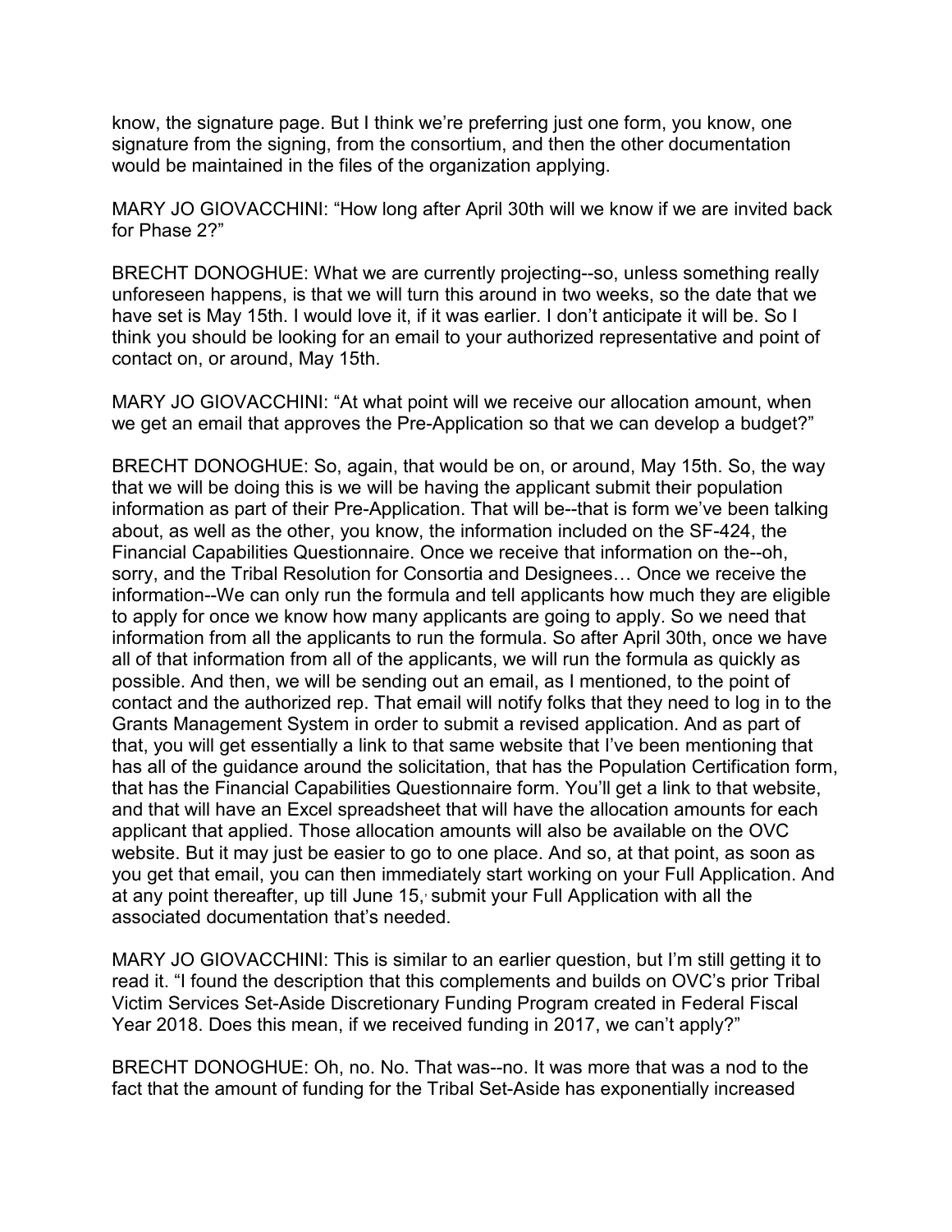know, the signature page. But I think we're preferring just one form, you know, one signature from the signing, from the consortium, and then the other documentation would be maintained in the files of the organization applying.

MARY JO GIOVACCHINI: "How long after April 30th will we know if we are invited back for Phase 2?"

BRECHT DONOGHUE: What we are currently projecting--so, unless something really unforeseen happens, is that we will turn this around in two weeks, so the date that we have set is May 15th. I would love it, if it was earlier. I don't anticipate it will be. So I think you should be looking for an email to your authorized representative and point of contact on, or around, May 15th.

MARY JO GIOVACCHINI: "At what point will we receive our allocation amount, when we get an email that approves the Pre-Application so that we can develop a budget?"

BRECHT DONOGHUE: So, again, that would be on, or around, May 15th. So, the way that we will be doing this is we will be having the applicant submit their population information as part of their Pre-Application. That will be--that is form we've been talking about, as well as the other, you know, the information included on the SF-424, the Financial Capabilities Questionnaire. Once we receive that information on the--oh, sorry, and the Tribal Resolution for Consortia and Designees… Once we receive the information--We can only run the formula and tell applicants how much they are eligible to apply for once we know how many applicants are going to apply. So we need that information from all the applicants to run the formula. So after April 30th, once we have all of that information from all of the applicants, we will run the formula as quickly as possible. And then, we will be sending out an email, as I mentioned, to the point of contact and the authorized rep. That email will notify folks that they need to log in to the Grants Management System in order to submit a revised application. And as part of that, you will get essentially a link to that same website that I've been mentioning that has all of the guidance around the solicitation, that has the Population Certification form, that has the Financial Capabilities Questionnaire form. You'll get a link to that website, and that will have an Excel spreadsheet that will have the allocation amounts for each applicant that applied. Those allocation amounts will also be available on the OVC website. But it may just be easier to go to one place. And so, at that point, as soon as you get that email, you can then immediately start working on your Full Application. And at any point thereafter, up till June 15, submit your Full Application with all the associated documentation that's needed.

MARY JO GIOVACCHINI: This is similar to an earlier question, but I'm still getting it to read it. "I found the description that this complements and builds on OVC's prior Tribal Victim Services Set-Aside Discretionary Funding Program created in Federal Fiscal Year 2018. Does this mean, if we received funding in 2017, we can't apply?"

BRECHT DONOGHUE: Oh, no. No. That was--no. It was more that was a nod to the fact that the amount of funding for the Tribal Set-Aside has exponentially increased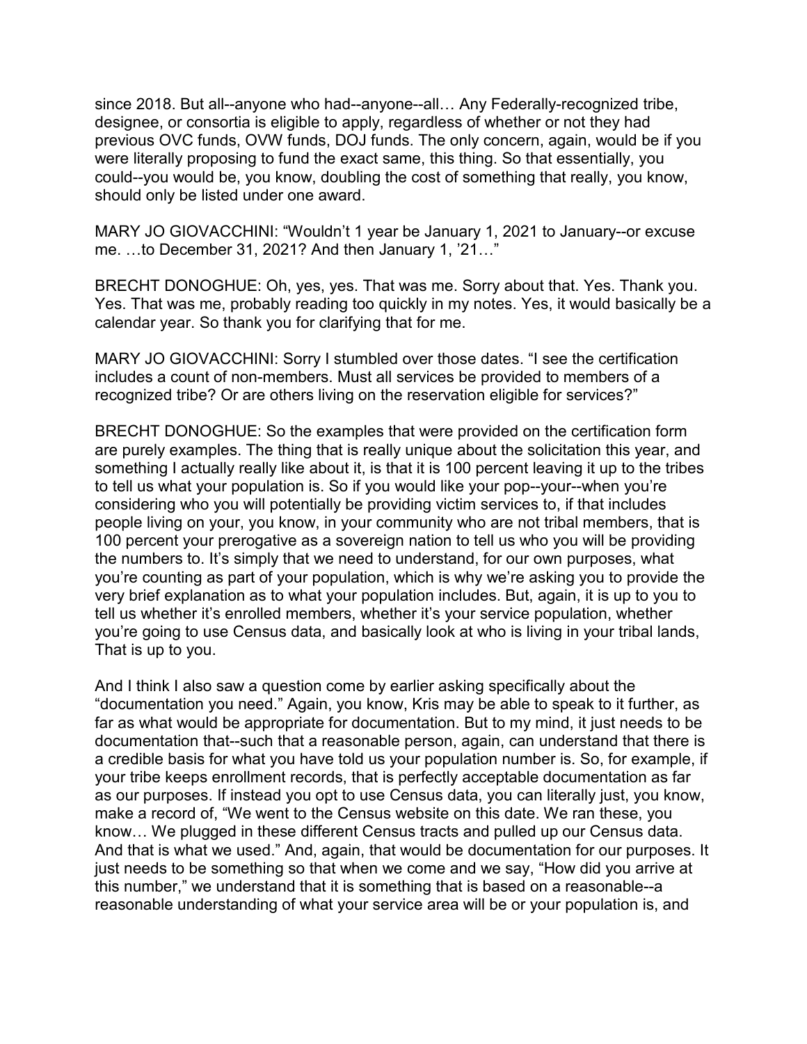since 2018. But all--anyone who had--anyone--all… Any Federally-recognized tribe, designee, or consortia is eligible to apply, regardless of whether or not they had previous OVC funds, OVW funds, DOJ funds. The only concern, again, would be if you were literally proposing to fund the exact same, this thing. So that essentially, you could--you would be, you know, doubling the cost of something that really, you know, should only be listed under one award.

MARY JO GIOVACCHINI: "Wouldn't 1 year be January 1, 2021 to January--or excuse me. …to December 31, 2021? And then January 1, '21…"

BRECHT DONOGHUE: Oh, yes, yes. That was me. Sorry about that. Yes. Thank you. Yes. That was me, probably reading too quickly in my notes. Yes, it would basically be a calendar year. So thank you for clarifying that for me.

MARY JO GIOVACCHINI: Sorry I stumbled over those dates. "I see the certification includes a count of non-members. Must all services be provided to members of a recognized tribe? Or are others living on the reservation eligible for services?"

BRECHT DONOGHUE: So the examples that were provided on the certification form are purely examples. The thing that is really unique about the solicitation this year, and something I actually really like about it, is that it is 100 percent leaving it up to the tribes to tell us what your population is. So if you would like your pop--your--when you're considering who you will potentially be providing victim services to, if that includes people living on your, you know, in your community who are not tribal members, that is 100 percent your prerogative as a sovereign nation to tell us who you will be providing the numbers to. It's simply that we need to understand, for our own purposes, what you're counting as part of your population, which is why we're asking you to provide the very brief explanation as to what your population includes. But, again, it is up to you to tell us whether it's enrolled members, whether it's your service population, whether you're going to use Census data, and basically look at who is living in your tribal lands, That is up to you.

And I think I also saw a question come by earlier asking specifically about the "documentation you need." Again, you know, Kris may be able to speak to it further, as far as what would be appropriate for documentation. But to my mind, it just needs to be documentation that--such that a reasonable person, again, can understand that there is a credible basis for what you have told us your population number is. So, for example, if your tribe keeps enrollment records, that is perfectly acceptable documentation as far as our purposes. If instead you opt to use Census data, you can literally just, you know, make a record of, "We went to the Census website on this date. We ran these, you know… We plugged in these different Census tracts and pulled up our Census data. And that is what we used." And, again, that would be documentation for our purposes. It just needs to be something so that when we come and we say, "How did you arrive at this number," we understand that it is something that is based on a reasonable--a reasonable understanding of what your service area will be or your population is, and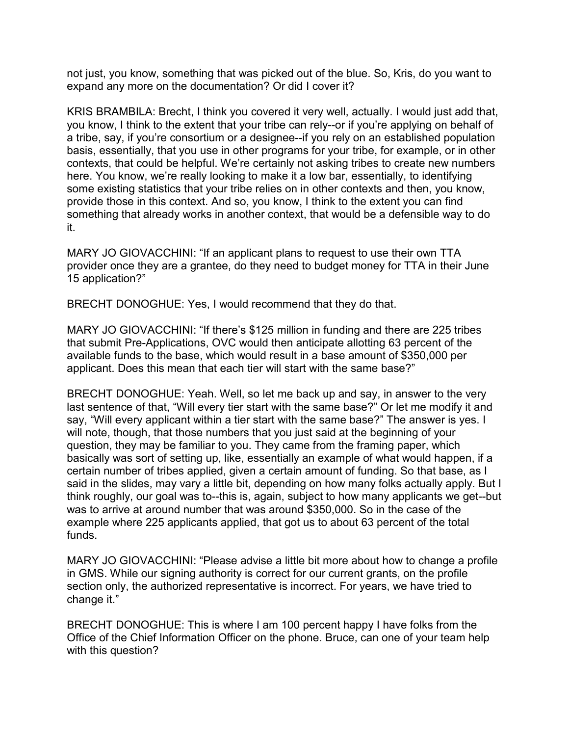not just, you know, something that was picked out of the blue. So, Kris, do you want to expand any more on the documentation? Or did I cover it?

KRIS BRAMBILA: Brecht, I think you covered it very well, actually. I would just add that, you know, I think to the extent that your tribe can rely--or if you're applying on behalf of a tribe, say, if you're consortium or a designee--if you rely on an established population basis, essentially, that you use in other programs for your tribe, for example, or in other contexts, that could be helpful. We're certainly not asking tribes to create new numbers here. You know, we're really looking to make it a low bar, essentially, to identifying some existing statistics that your tribe relies on in other contexts and then, you know, provide those in this context. And so, you know, I think to the extent you can find something that already works in another context, that would be a defensible way to do it.

MARY JO GIOVACCHINI: "If an applicant plans to request to use their own TTA provider once they are a grantee, do they need to budget money for TTA in their June 15 application?"

BRECHT DONOGHUE: Yes, I would recommend that they do that.

MARY JO GIOVACCHINI: "If there's $125 million in funding and there are 225 tribes that submit Pre-Applications, OVC would then anticipate allotting 63 percent of the available funds to the base, which would result in a base amount of $350,000 per applicant. Does this mean that each tier will start with the same base?"

BRECHT DONOGHUE: Yeah. Well, so let me back up and say, in answer to the very last sentence of that, "Will every tier start with the same base?" Or let me modify it and say, "Will every applicant within a tier start with the same base?" The answer is yes. I will note, though, that those numbers that you just said at the beginning of your question, they may be familiar to you. They came from the framing paper, which basically was sort of setting up, like, essentially an example of what would happen, if a certain number of tribes applied, given a certain amount of funding. So that base, as I said in the slides, may vary a little bit, depending on how many folks actually apply. But I think roughly, our goal was to--this is, again, subject to how many applicants we get--but was to arrive at around number that was around $350,000. So in the case of the example where 225 applicants applied, that got us to about 63 percent of the total funds.

MARY JO GIOVACCHINI: "Please advise a little bit more about how to change a profile in GMS. While our signing authority is correct for our current grants, on the profile section only, the authorized representative is incorrect. For years, we have tried to change it."

BRECHT DONOGHUE: This is where I am 100 percent happy I have folks from the Office of the Chief Information Officer on the phone. Bruce, can one of your team help with this question?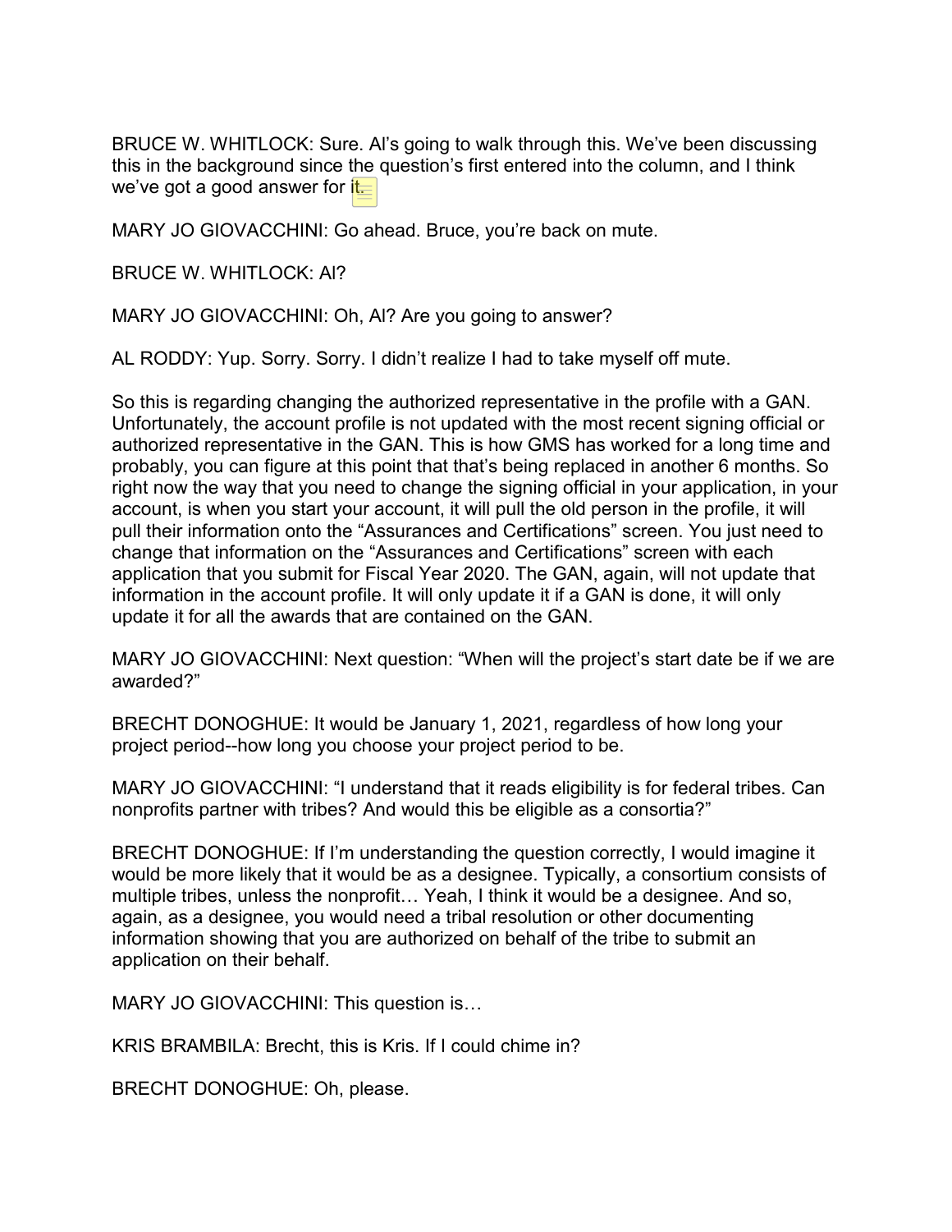BRUCE W. WHITLOCK: Sure. Al's going to walk through this. We've been discussing this in the background since the question's first entered into the column, and I think we've got a good answer for it.

MARY JO GIOVACCHINI: Go ahead. Bruce, you're back on mute.

BRUCE W. WHITLOCK: Al?

MARY JO GIOVACCHINI: Oh, Al? Are you going to answer?

AL RODDY: Yup. Sorry. Sorry. I didn't realize I had to take myself off mute.

So this is regarding changing the authorized representative in the profile with a GAN. Unfortunately, the account profile is not updated with the most recent signing official or authorized representative in the GAN. This is how GMS has worked for a long time and probably, you can figure at this point that that's being replaced in another 6 months. So right now the way that you need to change the signing official in your application, in your account, is when you start your account, it will pull the old person in the profile, it will pull their information onto the "Assurances and Certifications" screen. You just need to change that information on the "Assurances and Certifications" screen with each application that you submit for Fiscal Year 2020. The GAN, again, will not update that information in the account profile. It will only update it if a GAN is done, it will only update it for all the awards that are contained on the GAN.

MARY JO GIOVACCHINI: Next question: "When will the project's start date be if we are awarded?"

BRECHT DONOGHUE: It would be January 1, 2021, regardless of how long your project period--how long you choose your project period to be.

MARY JO GIOVACCHINI: "I understand that it reads eligibility is for federal tribes. Can nonprofits partner with tribes? And would this be eligible as a consortia?"

BRECHT DONOGHUE: If I'm understanding the question correctly, I would imagine it would be more likely that it would be as a designee. Typically, a consortium consists of multiple tribes, unless the nonprofit… Yeah, I think it would be a designee. And so, again, as a designee, you would need a tribal resolution or other documenting information showing that you are authorized on behalf of the tribe to submit an application on their behalf.

MARY JO GIOVACCHINI: This question is…

KRIS BRAMBILA: Brecht, this is Kris. If I could chime in?

BRECHT DONOGHUE: Oh, please.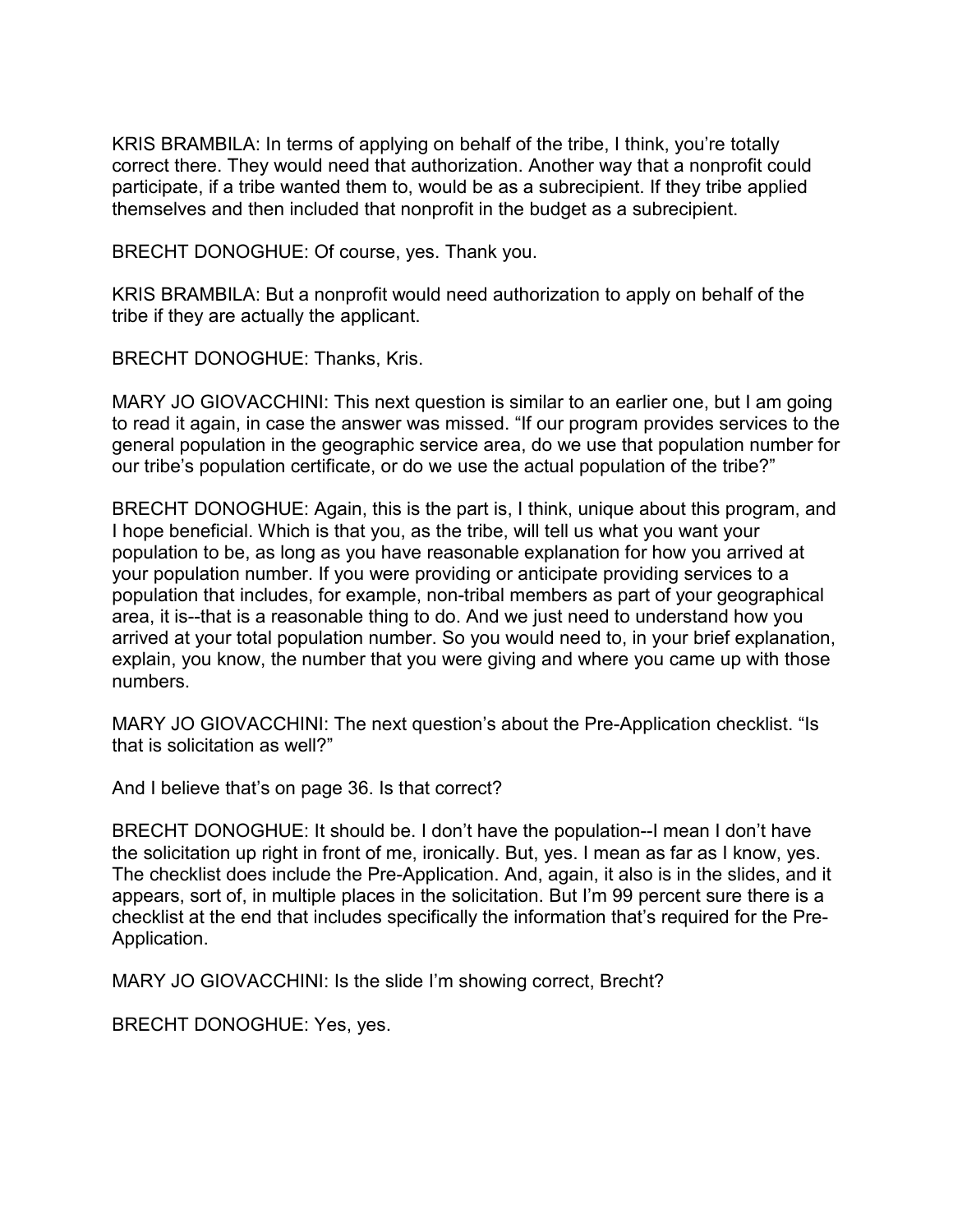KRIS BRAMBILA: In terms of applying on behalf of the tribe, I think, you're totally correct there. They would need that authorization. Another way that a nonprofit could participate, if a tribe wanted them to, would be as a subrecipient. If they tribe applied themselves and then included that nonprofit in the budget as a subrecipient.

BRECHT DONOGHUE: Of course, yes. Thank you.

KRIS BRAMBILA: But a nonprofit would need authorization to apply on behalf of the tribe if they are actually the applicant.

BRECHT DONOGHUE: Thanks, Kris.

MARY JO GIOVACCHINI: This next question is similar to an earlier one, but I am going to read it again, in case the answer was missed. "If our program provides services to the general population in the geographic service area, do we use that population number for our tribe's population certificate, or do we use the actual population of the tribe?"

BRECHT DONOGHUE: Again, this is the part is, I think, unique about this program, and I hope beneficial. Which is that you, as the tribe, will tell us what you want your population to be, as long as you have reasonable explanation for how you arrived at your population number. If you were providing or anticipate providing services to a population that includes, for example, non-tribal members as part of your geographical area, it is--that is a reasonable thing to do. And we just need to understand how you arrived at your total population number. So you would need to, in your brief explanation, explain, you know, the number that you were giving and where you came up with those numbers.

MARY JO GIOVACCHINI: The next question's about the Pre-Application checklist. "Is that is solicitation as well?"

And I believe that's on page 36. Is that correct?

BRECHT DONOGHUE: It should be. I don't have the population--I mean I don't have the solicitation up right in front of me, ironically. But, yes. I mean as far as I know, yes. The checklist does include the Pre-Application. And, again, it also is in the slides, and it appears, sort of, in multiple places in the solicitation. But I'm 99 percent sure there is a checklist at the end that includes specifically the information that's required for the Pre-Application.

MARY JO GIOVACCHINI: Is the slide I'm showing correct, Brecht?

BRECHT DONOGHUE: Yes, yes.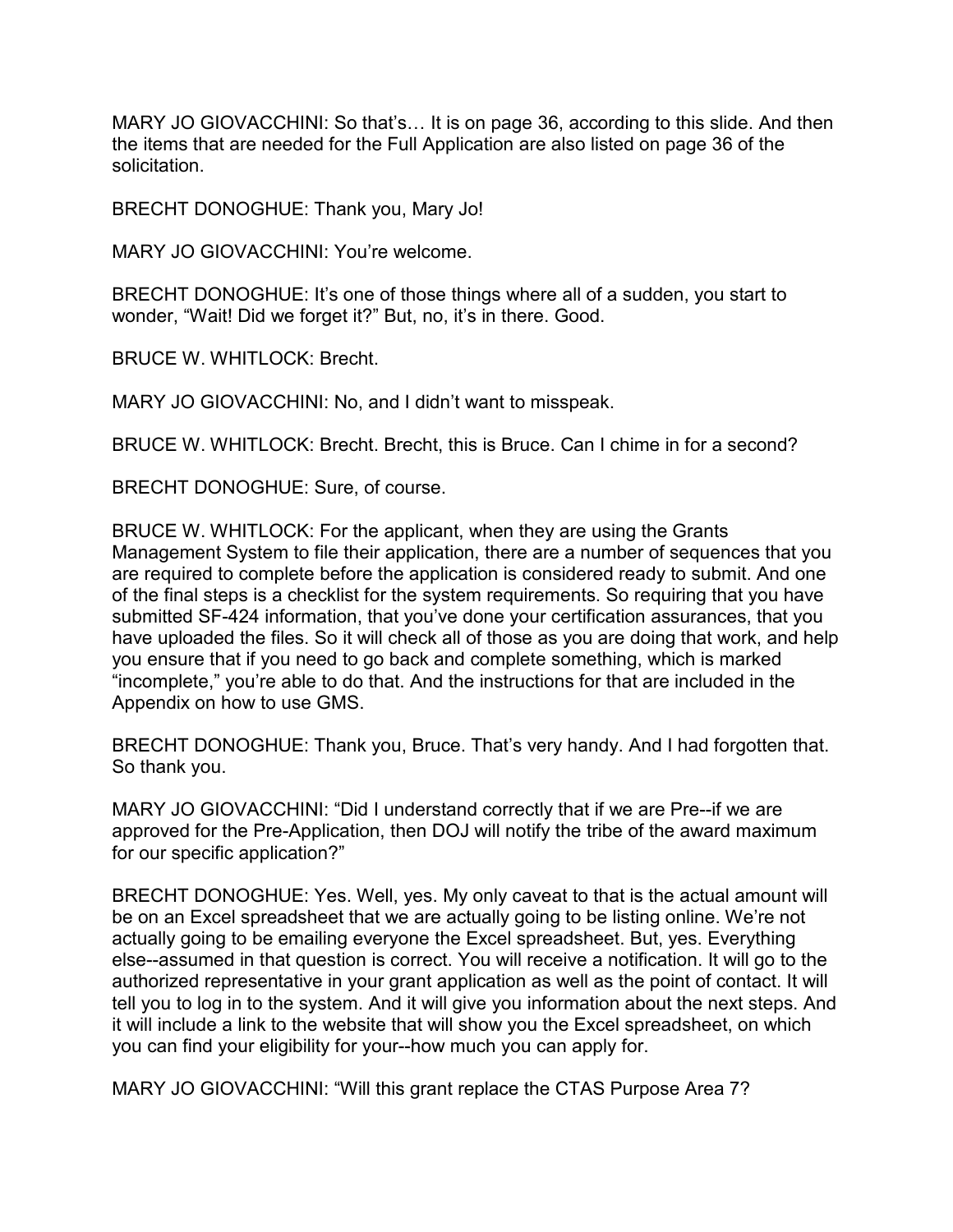MARY JO GIOVACCHINI: So that's… It is on page 36, according to this slide. And then the items that are needed for the Full Application are also listed on page 36 of the solicitation.

BRECHT DONOGHUE: Thank you, Mary Jo!

MARY JO GIOVACCHINI: You're welcome.

BRECHT DONOGHUE: It's one of those things where all of a sudden, you start to wonder, "Wait! Did we forget it?" But, no, it's in there. Good.

BRUCE W. WHITLOCK: Brecht.

MARY JO GIOVACCHINI: No, and I didn't want to misspeak.

BRUCE W. WHITLOCK: Brecht. Brecht, this is Bruce. Can I chime in for a second?

BRECHT DONOGHUE: Sure, of course.

BRUCE W. WHITLOCK: For the applicant, when they are using the Grants Management System to file their application, there are a number of sequences that you are required to complete before the application is considered ready to submit. And one of the final steps is a checklist for the system requirements. So requiring that you have submitted SF-424 information, that you've done your certification assurances, that you have uploaded the files. So it will check all of those as you are doing that work, and help you ensure that if you need to go back and complete something, which is marked "incomplete," you're able to do that. And the instructions for that are included in the Appendix on how to use GMS.

BRECHT DONOGHUE: Thank you, Bruce. That's very handy. And I had forgotten that. So thank you.

MARY JO GIOVACCHINI: "Did I understand correctly that if we are Pre--if we are approved for the Pre-Application, then DOJ will notify the tribe of the award maximum for our specific application?"

BRECHT DONOGHUE: Yes. Well, yes. My only caveat to that is the actual amount will be on an Excel spreadsheet that we are actually going to be listing online. We're not actually going to be emailing everyone the Excel spreadsheet. But, yes. Everything else--assumed in that question is correct. You will receive a notification. It will go to the authorized representative in your grant application as well as the point of contact. It will tell you to log in to the system. And it will give you information about the next steps. And it will include a link to the website that will show you the Excel spreadsheet, on which you can find your eligibility for your--how much you can apply for.

MARY JO GIOVACCHINI: "Will this grant replace the CTAS Purpose Area 7?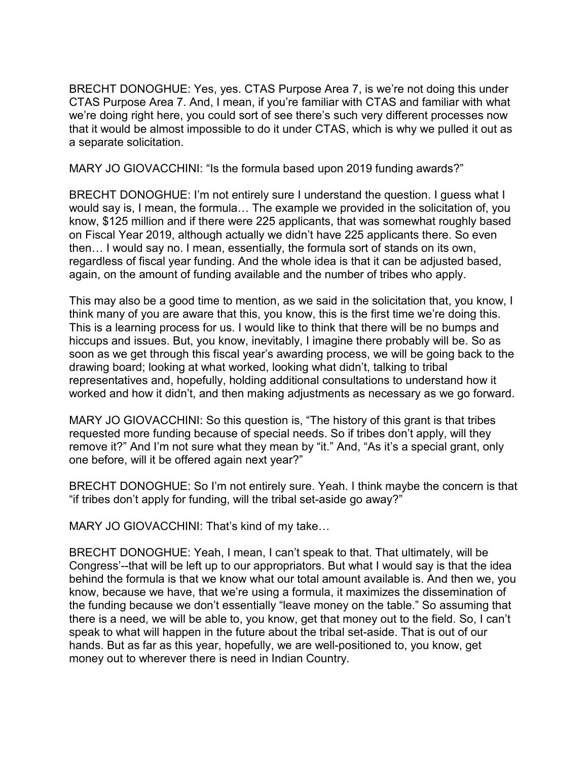BRECHT DONOGHUE: Yes, yes. CTAS Purpose Area 7, is we're not doing this under CTAS Purpose Area 7. And, I mean, if you're familiar with CTAS and familiar with what we're doing right here, you could sort of see there's such very different processes now that it would be almost impossible to do it under CTAS, which is why we pulled it out as a separate solicitation.

MARY JO GIOVACCHINI: "Is the formula based upon 2019 funding awards?"

BRECHT DONOGHUE: I'm not entirely sure I understand the question. I guess what I would say is, I mean, the formula… The example we provided in the solicitation of, you know, $125 million and if there were 225 applicants, that was somewhat roughly based on Fiscal Year 2019, although actually we didn't have 225 applicants there. So even then… I would say no. I mean, essentially, the formula sort of stands on its own, regardless of fiscal year funding. And the whole idea is that it can be adjusted based, again, on the amount of funding available and the number of tribes who apply.

This may also be a good time to mention, as we said in the solicitation that, you know, I think many of you are aware that this, you know, this is the first time we're doing this. This is a learning process for us. I would like to think that there will be no bumps and hiccups and issues. But, you know, inevitably, I imagine there probably will be. So as soon as we get through this fiscal year's awarding process, we will be going back to the drawing board; looking at what worked, looking what didn't, talking to tribal representatives and, hopefully, holding additional consultations to understand how it worked and how it didn't, and then making adjustments as necessary as we go forward.

MARY JO GIOVACCHINI: So this question is, "The history of this grant is that tribes requested more funding because of special needs. So if tribes don't apply, will they remove it?" And I'm not sure what they mean by "it." And, "As it's a special grant, only one before, will it be offered again next year?"

BRECHT DONOGHUE: So I'm not entirely sure. Yeah. I think maybe the concern is that "if tribes don't apply for funding, will the tribal set-aside go away?"

MARY JO GIOVACCHINI: That's kind of my take…

BRECHT DONOGHUE: Yeah, I mean, I can't speak to that. That ultimately, will be Congress'--that will be left up to our appropriators. But what I would say is that the idea behind the formula is that we know what our total amount available is. And then we, you know, because we have, that we're using a formula, it maximizes the dissemination of the funding because we don't essentially "leave money on the table." So assuming that there is a need, we will be able to, you know, get that money out to the field. So, I can't speak to what will happen in the future about the tribal set-aside. That is out of our hands. But as far as this year, hopefully, we are well-positioned to, you know, get money out to wherever there is need in Indian Country.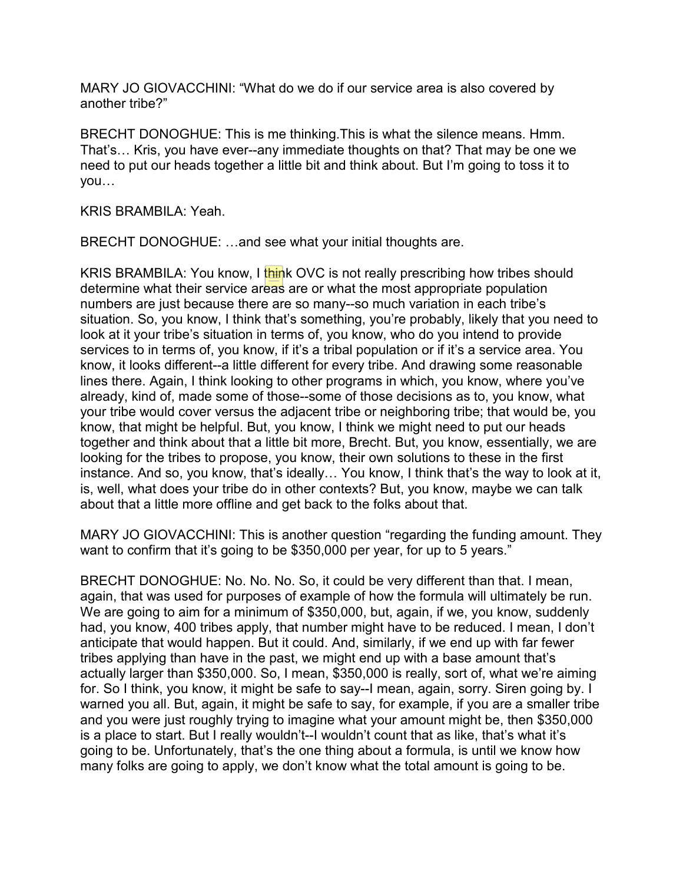MARY JO GIOVACCHINI: “What do we do if our service area is also covered by another tribe?”

BRECHT DONOGHUE: This is me thinking.This is what the silence means. Hmm. That’s… Kris, you have ever--any immediate thoughts on that? That may be one we need to put our heads together a little bit and think about. But I’m going to toss it to you…

KRIS BRAMBILA: Yeah.

BRECHT DONOGHUE: …and see what your initial thoughts are.

KRIS BRAMBILA: You know, I think OVC is not really prescribing how tribes should determine what their service areas are or what the most appropriate population numbers are just because there are so many--so much variation in each tribe’s situation. So, you know, I think that’s something, you’re probably, likely that you need to look at it your tribe’s situation in terms of, you know, who do you intend to provide services to in terms of, you know, if it’s a tribal population or if it’s a service area. You know, it looks different--a little different for every tribe. And drawing some reasonable lines there. Again, I think looking to other programs in which, you know, where you’ve already, kind of, made some of those--some of those decisions as to, you know, what your tribe would cover versus the adjacent tribe or neighboring tribe; that would be, you know, that might be helpful. But, you know, I think we might need to put our heads together and think about that a little bit more, Brecht. But, you know, essentially, we are looking for the tribes to propose, you know, their own solutions to these in the first instance. And so, you know, that’s ideally… You know, I think that’s the way to look at it, is, well, what does your tribe do in other contexts? But, you know, maybe we can talk about that a little more offline and get back to the folks about that.

MARY JO GIOVACCHINI: This is another question “regarding the funding amount. They want to confirm that it’s going to be $350,000 per year, for up to 5 years.”

BRECHT DONOGHUE: No. No. No. So, it could be very different than that. I mean, again, that was used for purposes of example of how the formula will ultimately be run. We are going to aim for a minimum of $350,000, but, again, if we, you know, suddenly had, you know, 400 tribes apply, that number might have to be reduced. I mean, I don’t anticipate that would happen. But it could. And, similarly, if we end up with far fewer tribes applying than have in the past, we might end up with a base amount that’s actually larger than $350,000. So, I mean, $350,000 is really, sort of, what we’re aiming for. So I think, you know, it might be safe to say--I mean, again, sorry. Siren going by. I warned you all. But, again, it might be safe to say, for example, if you are a smaller tribe and you were just roughly trying to imagine what your amount might be, then $350,000 is a place to start. But I really wouldn’t--I wouldn’t count that as like, that’s what it’s going to be. Unfortunately, that’s the one thing about a formula, is until we know how many folks are going to apply, we don’t know what the total amount is going to be.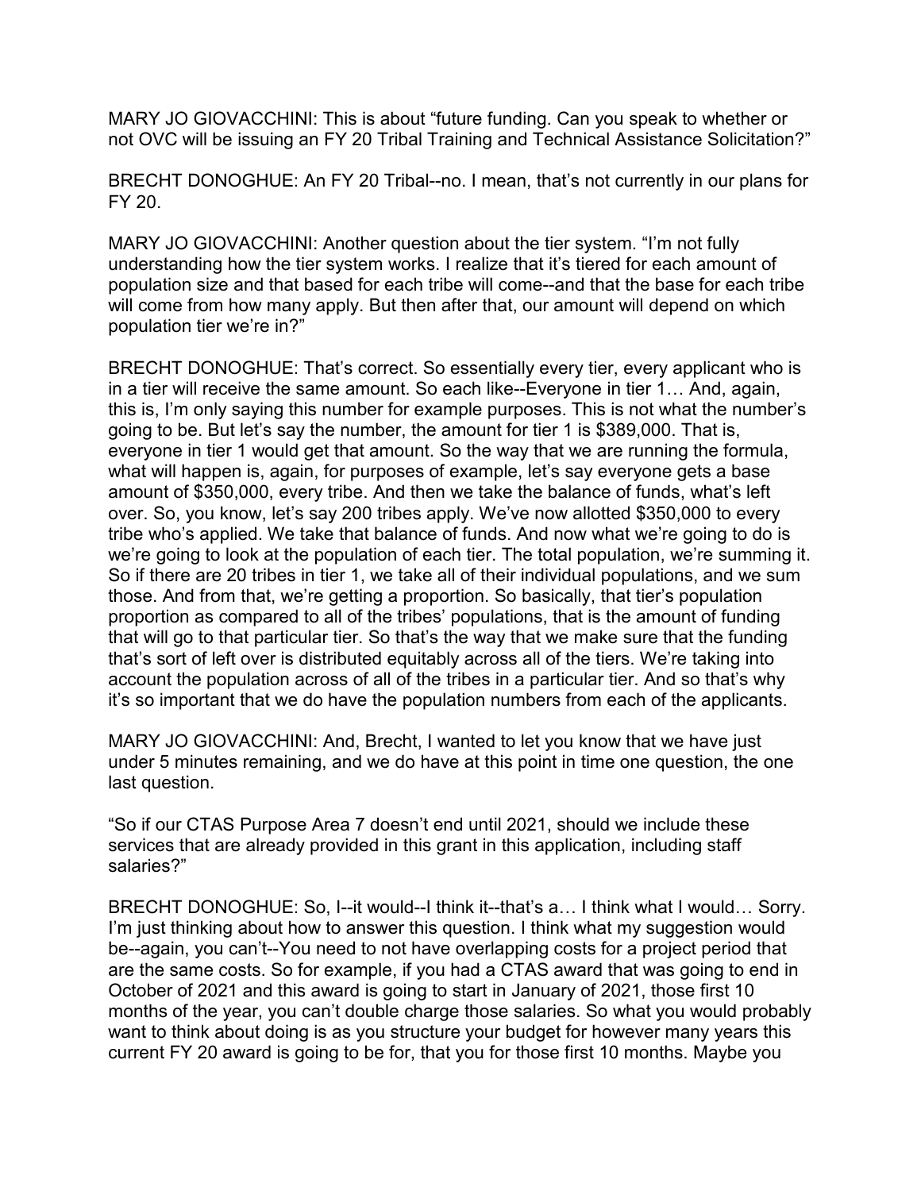MARY JO GIOVACCHINI: This is about “future funding. Can you speak to whether or not OVC will be issuing an FY 20 Tribal Training and Technical Assistance Solicitation?”

BRECHT DONOGHUE: An FY 20 Tribal--no. I mean, that’s not currently in our plans for FY 20.

MARY JO GIOVACCHINI: Another question about the tier system. “I’m not fully understanding how the tier system works. I realize that it’s tiered for each amount of population size and that based for each tribe will come--and that the base for each tribe will come from how many apply. But then after that, our amount will depend on which population tier we’re in?”

BRECHT DONOGHUE: That’s correct. So essentially every tier, every applicant who is in a tier will receive the same amount. So each like--Everyone in tier 1… And, again, this is, I’m only saying this number for example purposes. This is not what the number’s going to be. But let’s say the number, the amount for tier 1 is $389,000. That is, everyone in tier 1 would get that amount. So the way that we are running the formula, what will happen is, again, for purposes of example, let’s say everyone gets a base amount of $350,000, every tribe. And then we take the balance of funds, what’s left over. So, you know, let’s say 200 tribes apply. We’ve now allotted $350,000 to every tribe who’s applied. We take that balance of funds. And now what we’re going to do is we’re going to look at the population of each tier. The total population, we’re summing it. So if there are 20 tribes in tier 1, we take all of their individual populations, and we sum those. And from that, we’re getting a proportion. So basically, that tier’s population proportion as compared to all of the tribes’ populations, that is the amount of funding that will go to that particular tier. So that’s the way that we make sure that the funding that’s sort of left over is distributed equitably across all of the tiers. We’re taking into account the population across of all of the tribes in a particular tier. And so that’s why it’s so important that we do have the population numbers from each of the applicants.

MARY JO GIOVACCHINI: And, Brecht, I wanted to let you know that we have just under 5 minutes remaining, and we do have at this point in time one question, the one last question.

“So if our CTAS Purpose Area 7 doesn’t end until 2021, should we include these services that are already provided in this grant in this application, including staff salaries?”

BRECHT DONOGHUE: So, I--it would--I think it--that’s a… I think what I would… Sorry. I’m just thinking about how to answer this question. I think what my suggestion would be--again, you can’t--You need to not have overlapping costs for a project period that are the same costs. So for example, if you had a CTAS award that was going to end in October of 2021 and this award is going to start in January of 2021, those first 10 months of the year, you can’t double charge those salaries. So what you would probably want to think about doing is as you structure your budget for however many years this current FY 20 award is going to be for, that you for those first 10 months. Maybe you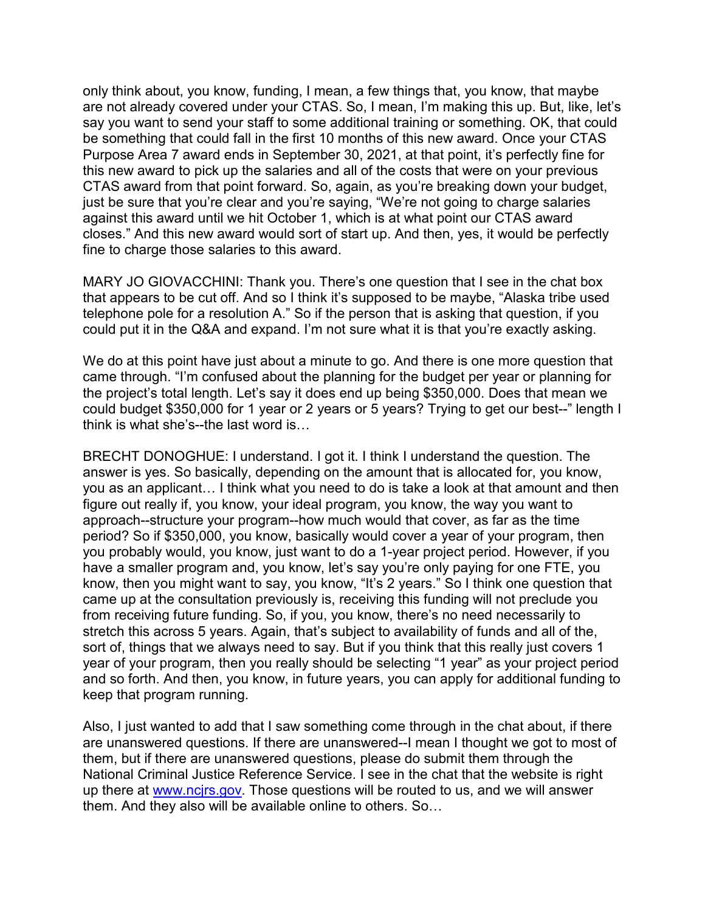only think about, you know, funding, I mean, a few things that, you know, that maybe are not already covered under your CTAS. So, I mean, I'm making this up. But, like, let's say you want to send your staff to some additional training or something. OK, that could be something that could fall in the first 10 months of this new award. Once your CTAS Purpose Area 7 award ends in September 30, 2021, at that point, it's perfectly fine for this new award to pick up the salaries and all of the costs that were on your previous CTAS award from that point forward. So, again, as you're breaking down your budget, just be sure that you're clear and you're saying, "We're not going to charge salaries against this award until we hit October 1, which is at what point our CTAS award closes." And this new award would sort of start up. And then, yes, it would be perfectly fine to charge those salaries to this award.

MARY JO GIOVACCHINI: Thank you. There's one question that I see in the chat box that appears to be cut off. And so I think it's supposed to be maybe, "Alaska tribe used telephone pole for a resolution A." So if the person that is asking that question, if you could put it in the Q&A and expand. I'm not sure what it is that you're exactly asking.

We do at this point have just about a minute to go. And there is one more question that came through. "I'm confused about the planning for the budget per year or planning for the project's total length. Let's say it does end up being $350,000. Does that mean we could budget $350,000 for 1 year or 2 years or 5 years? Trying to get our best--" length I think is what she's--the last word is…

BRECHT DONOGHUE: I understand. I got it. I think I understand the question. The answer is yes. So basically, depending on the amount that is allocated for, you know, you as an applicant… I think what you need to do is take a look at that amount and then figure out really if, you know, your ideal program, you know, the way you want to approach--structure your program--how much would that cover, as far as the time period? So if $350,000, you know, basically would cover a year of your program, then you probably would, you know, just want to do a 1-year project period. However, if you have a smaller program and, you know, let's say you're only paying for one FTE, you know, then you might want to say, you know, "It's 2 years." So I think one question that came up at the consultation previously is, receiving this funding will not preclude you from receiving future funding. So, if you, you know, there's no need necessarily to stretch this across 5 years. Again, that's subject to availability of funds and all of the, sort of, things that we always need to say. But if you think that this really just covers 1 year of your program, then you really should be selecting "1 year" as your project period and so forth. And then, you know, in future years, you can apply for additional funding to keep that program running.

Also, I just wanted to add that I saw something come through in the chat about, if there are unanswered questions. If there are unanswered--I mean I thought we got to most of them, but if there are unanswered questions, please do submit them through the National Criminal Justice Reference Service. I see in the chat that the website is right up there at [www.ncjrs.gov](http://www.ncjrs.gov). Those questions will be routed to us, and we will answer them. And they also will be available online to others. So…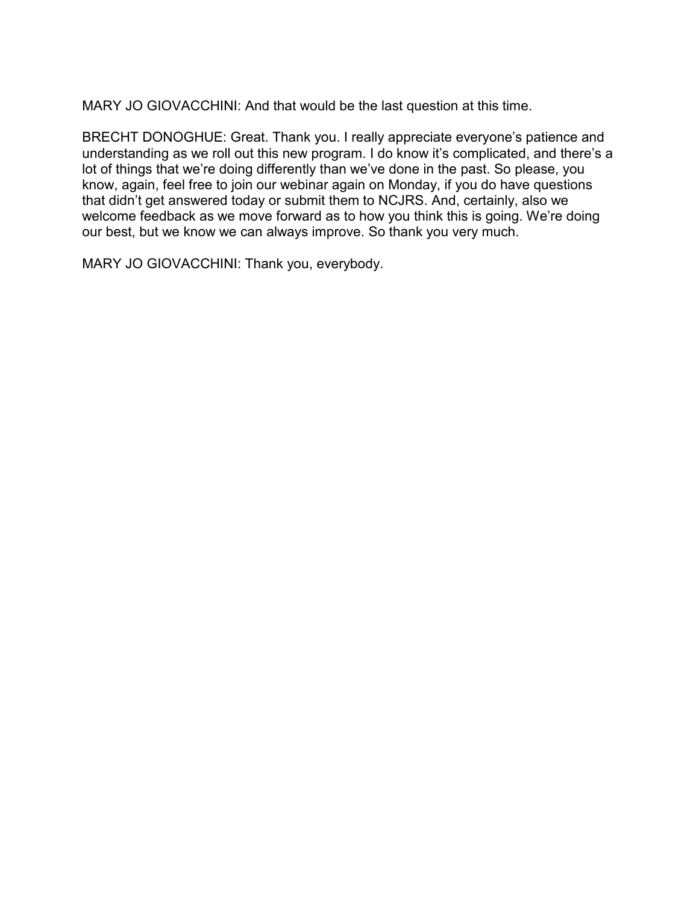MARY JO GIOVACCHINI: And that would be the last question at this time.

BRECHT DONOGHUE: Great. Thank you. I really appreciate everyone's patience and understanding as we roll out this new program. I do know it's complicated, and there's a lot of things that we're doing differently than we've done in the past. So please, you know, again, feel free to join our webinar again on Monday, if you do have questions that didn't get answered today or submit them to NCJRS. And, certainly, also we welcome feedback as we move forward as to how you think this is going. We're doing our best, but we know we can always improve. So thank you very much.

MARY JO GIOVACCHINI: Thank you, everybody.